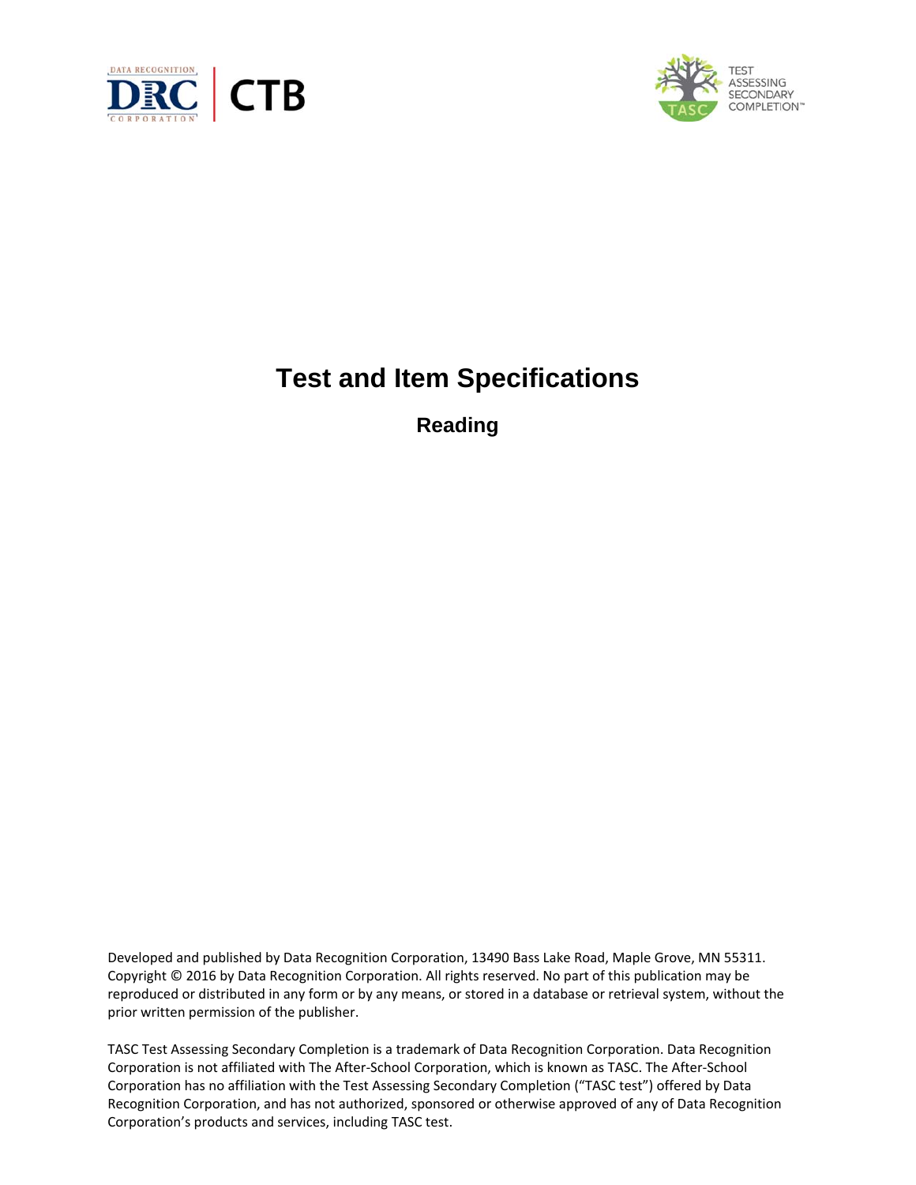# Test and Item Specifications

## Reading

Developed and published by Data Recognition Corporation, 13490 Bass Lake Road, Maple Grove, MN 55311. Copyright © 2016 by Data Recognition Corporation. All rights reserved. No part of this publication may be reproduced or distributed in any form or by any means, or stored in a database or retrieval system, without the prior written permission of the publisher.

TASC Test Assessing Secondary Completion is a trademark of Data Recognition Corporation. Data Recognition Corporation is not affiliated with The After-School Corporation, which is known as TASC. The After-School Corporation has no affiliation with the Test Assessing Secondary Completion ("TASC test") offered by Data Recognition Corporation, and has not authorized, sponsored or otherwise approved of any of Data Recognition Corporation's products and services, including TASC test.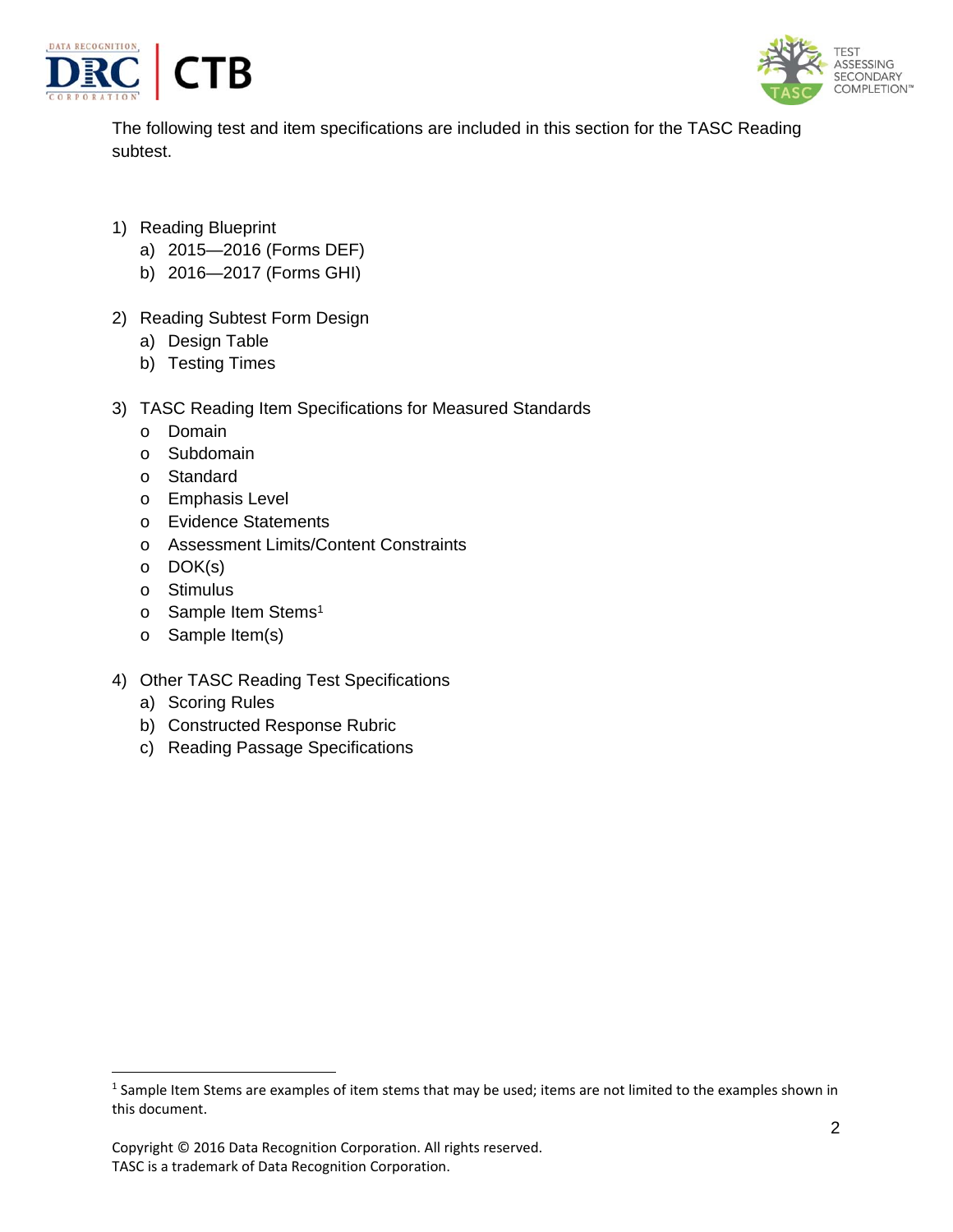The following test and item specifications are included in this section for the TASC Reading subtest.

1) Reading Blueprint
   a) 2015—2016 (Forms DEF)
   b) 2016—2017 (Forms GHI)

2) Reading Subtest Form Design
   a) Design Table
   b) Testing Times

3) TASC Reading Item Specifications for Measured Standards
   - Domain
   - Subdomain
   - Standard
   - Emphasis Level
   - Evidence Statements
   - Assessment Limits/Content Constraints
   - DOK(s)
   - Stimulus
   - Sample Item Stems[1]
   - Sample Item(s)

4) Other TASC Reading Test Specifications
   a) Scoring Rules
   b) Constructed Response Rubric
   c) Reading Passage Specifications

[1] Sample Item Stems are examples of item stems that may be used; items are not limited to the examples shown in this document.

Copyright © 2016 Data Recognition Corporation. All rights reserved.
TASC is a trademark of Data Recognition Corporation.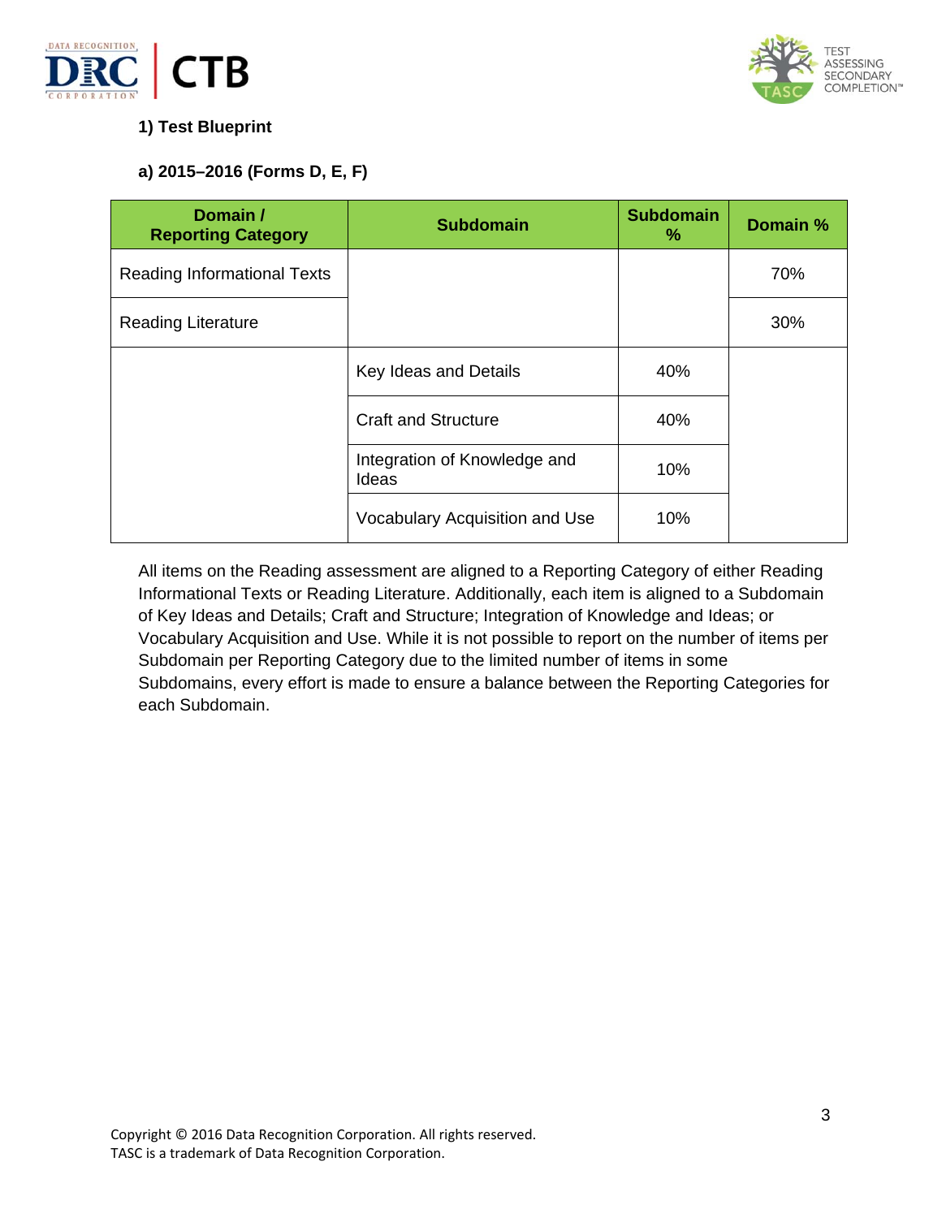### 1) Test Blueprint

#### a) 2015–2016 (Forms D, E, F)

| Domain / Reporting Category | Subdomain | Subdomain % | Domain % |
|---|---|---|---|
| Reading Informational Texts | | | 70% |
| Reading Literature | | | 30% |
| | Key Ideas and Details | 40% | |
| | Craft and Structure | 40% | |
| | Integration of Knowledge and Ideas | 10% | |
| | Vocabulary Acquisition and Use | 10% | |

All items on the Reading assessment are aligned to a Reporting Category of either Reading Informational Texts or Reading Literature. Additionally, each item is aligned to a Subdomain of Key Ideas and Details; Craft and Structure; Integration of Knowledge and Ideas; or Vocabulary Acquisition and Use. While it is not possible to report on the number of items per Subdomain per Reporting Category due to the limited number of items in some Subdomains, every effort is made to ensure a balance between the Reporting Categories for each Subdomain.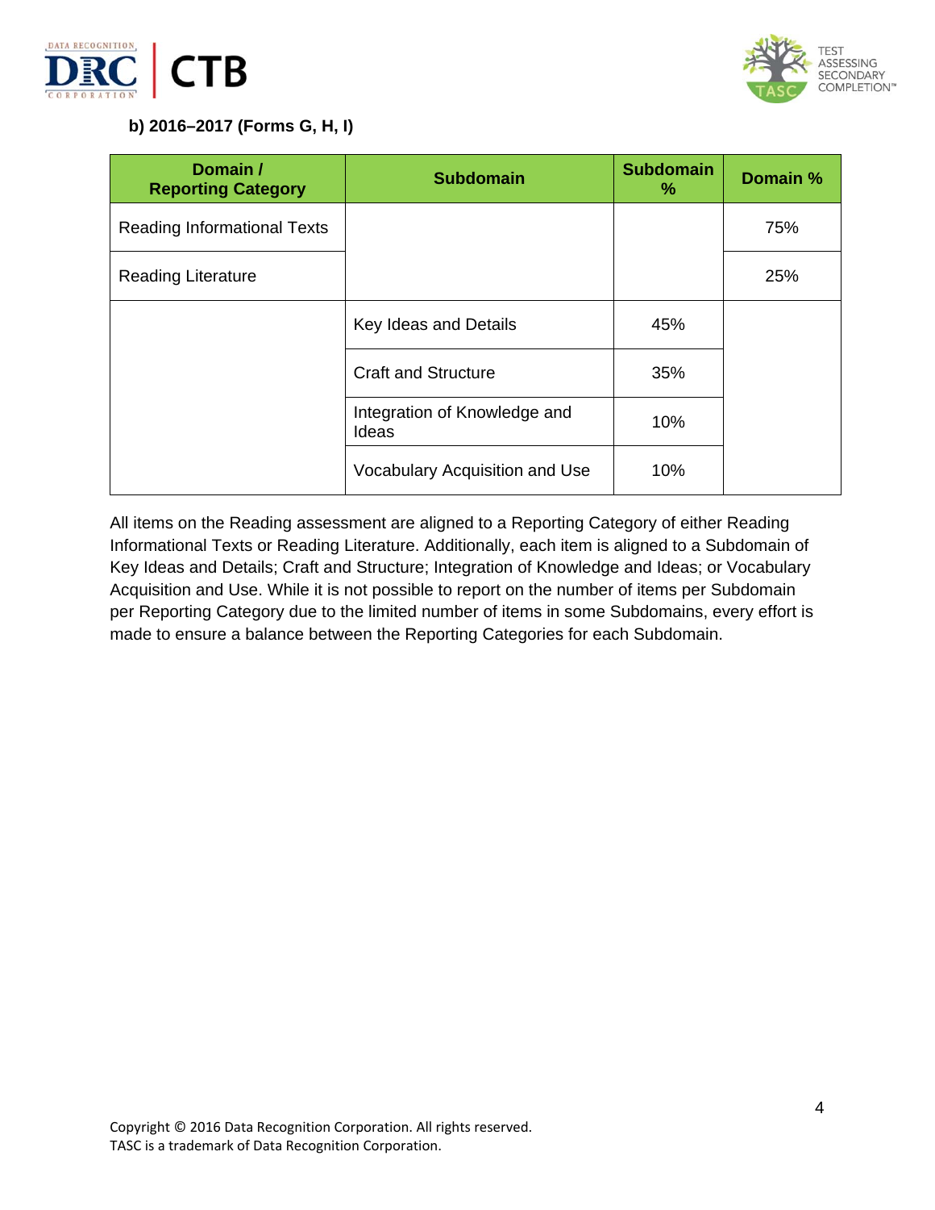**b) 2016–2017 (Forms G, H, I)**

| Domain / Reporting Category | Subdomain | Subdomain % | Domain % |
|---|---|---|---|
| Reading Informational Texts | | | 75% |
| Reading Literature | | | 25% |
| | Key Ideas and Details | 45% | |
| | Craft and Structure | 35% | |
| | Integration of Knowledge and Ideas | 10% | |
| | Vocabulary Acquisition and Use | 10% | |

All items on the Reading assessment are aligned to a Reporting Category of either Reading Informational Texts or Reading Literature. Additionally, each item is aligned to a Subdomain of Key Ideas and Details; Craft and Structure; Integration of Knowledge and Ideas; or Vocabulary Acquisition and Use. While it is not possible to report on the number of items per Subdomain per Reporting Category due to the limited number of items in some Subdomains, every effort is made to ensure a balance between the Reporting Categories for each Subdomain.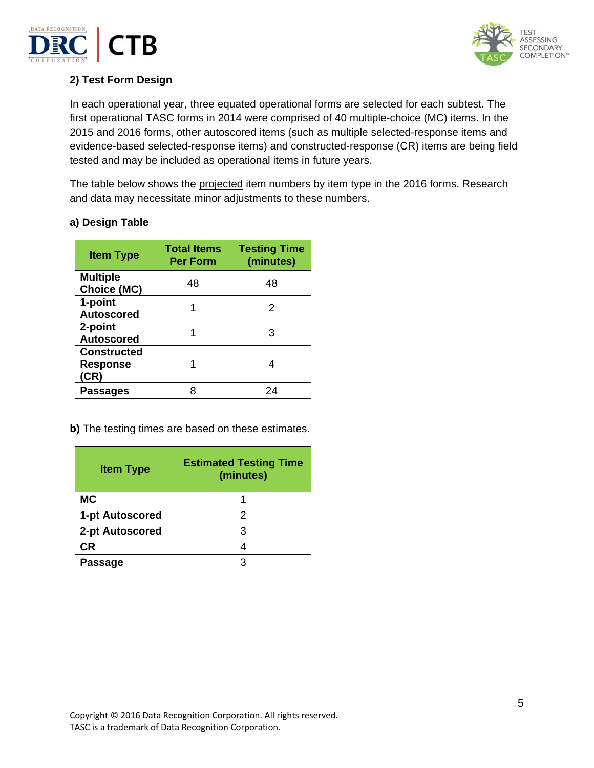## 2) Test Form Design

In each operational year, three equated operational forms are selected for each subtest. The first operational TASC forms in 2014 were comprised of 40 multiple-choice (MC) items. In the 2015 and 2016 forms, other autoscored items (such as multiple selected-response items and evidence-based selected-response items) and constructed-response (CR) items are being field tested and may be included as operational items in future years.

The table below shows the projected item numbers by item type in the 2016 forms. Research and data may necessitate minor adjustments to these numbers.

### a) Design Table

| Item Type | Total Items Per Form | Testing Time (minutes) |
|---|---|---|
| **Multiple Choice (MC)** | 48 | 48 |
| **1-point Autoscored** | 1 | 2 |
| **2-point Autoscored** | 1 | 3 |
| **Constructed Response (CR)** | 1 | 4 |
| **Passages** | 8 | 24 |

**b)** The testing times are based on these estimates.

| Item Type | Estimated Testing Time (minutes) |
|---|---|
| **MC** | 1 |
| **1-pt Autoscored** | 2 |
| **2-pt Autoscored** | 3 |
| **CR** | 4 |
| **Passage** | 3 |

Copyright © 2016 Data Recognition Corporation. All rights reserved.
TASC is a trademark of Data Recognition Corporation.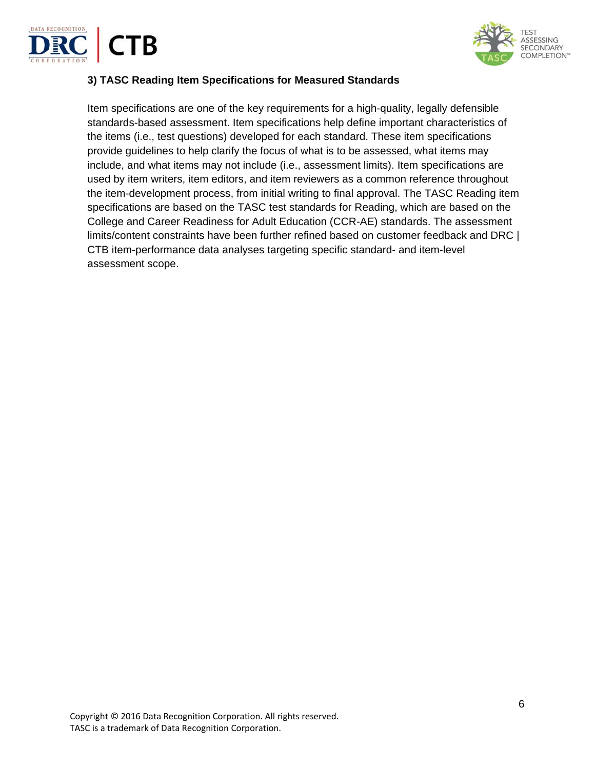### 3) TASC Reading Item Specifications for Measured Standards

Item specifications are one of the key requirements for a high-quality, legally defensible standards-based assessment. Item specifications help define important characteristics of the items (i.e., test questions) developed for each standard. These item specifications provide guidelines to help clarify the focus of what is to be assessed, what items may include, and what items may not include (i.e., assessment limits). Item specifications are used by item writers, item editors, and item reviewers as a common reference throughout the item-development process, from initial writing to final approval. The TASC Reading item specifications are based on the TASC test standards for Reading, which are based on the College and Career Readiness for Adult Education (CCR-AE) standards. The assessment limits/content constraints have been further refined based on customer feedback and DRC | CTB item-performance data analyses targeting specific standard- and item-level assessment scope.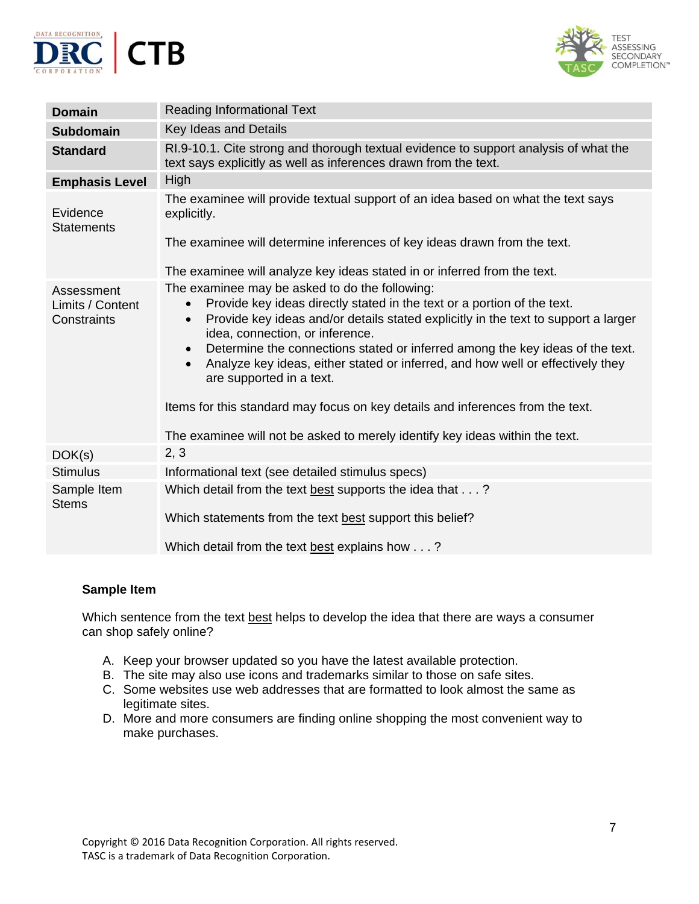| **Domain** | Reading Informational Text |
|---|---|
| **Subdomain** | Key Ideas and Details |
| **Standard** | RI.9-10.1. Cite strong and thorough textual evidence to support analysis of what the text says explicitly as well as inferences drawn from the text. |
| **Emphasis Level** | High |
| Evidence Statements | The examinee will provide textual support of an idea based on what the text says explicitly.<br><br>The examinee will determine inferences of key ideas drawn from the text.<br><br>The examinee will analyze key ideas stated in or inferred from the text. |
| Assessment Limits / Content Constraints | The examinee may be asked to do the following:<br>• Provide key ideas directly stated in the text or a portion of the text.<br>• Provide key ideas and/or details stated explicitly in the text to support a larger idea, connection, or inference.<br>• Determine the connections stated or inferred among the key ideas of the text.<br>• Analyze key ideas, either stated or inferred, and how well or effectively they are supported in a text.<br><br>Items for this standard may focus on key details and inferences from the text.<br><br>The examinee will not be asked to merely identify key ideas within the text. |
| DOK(s) | 2, 3 |
| Stimulus | Informational text (see detailed stimulus specs) |
| Sample Item Stems | Which detail from the text <u>best</u> supports the idea that . . . ?<br><br>Which statements from the text <u>best</u> support this belief?<br><br>Which detail from the text <u>best</u> explains how . . . ? |

**Sample Item**

Which sentence from the text <u>best</u> helps to develop the idea that there are ways a consumer can shop safely online?

A. Keep your browser updated so you have the latest available protection.
B. The site may also use icons and trademarks similar to those on safe sites.
C. Some websites use web addresses that are formatted to look almost the same as legitimate sites.
D. More and more consumers are finding online shopping the most convenient way to make purchases.

Copyright © 2016 Data Recognition Corporation. All rights reserved.
TASC is a trademark of Data Recognition Corporation.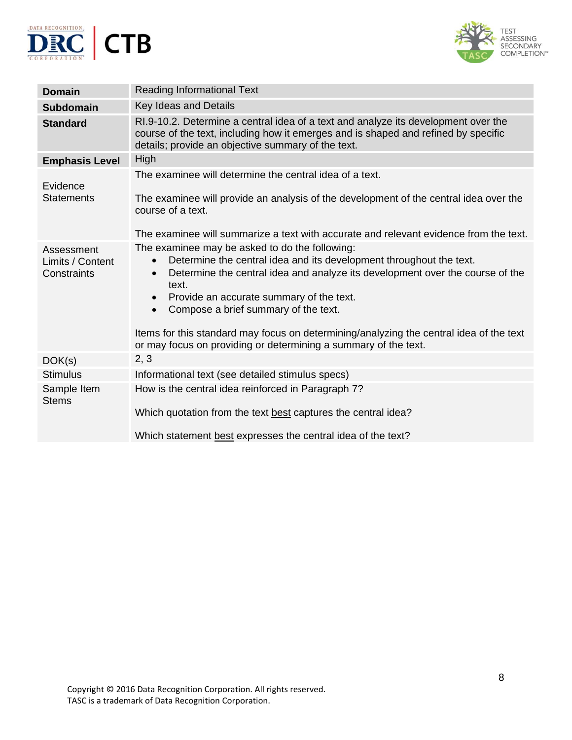| **Domain** | Reading Informational Text |
|---|---|
| **Subdomain** | Key Ideas and Details |
| **Standard** | RI.9-10.2. Determine a central idea of a text and analyze its development over the course of the text, including how it emerges and is shaped and refined by specific details; provide an objective summary of the text. |
| **Emphasis Level** | High |
| Evidence Statements | The examinee will determine the central idea of a text.<br><br>The examinee will provide an analysis of the development of the central idea over the course of a text.<br><br>The examinee will summarize a text with accurate and relevant evidence from the text. |
| Assessment Limits / Content Constraints | The examinee may be asked to do the following:<br>• Determine the central idea and its development throughout the text.<br>• Determine the central idea and analyze its development over the course of the text.<br>• Provide an accurate summary of the text.<br>• Compose a brief summary of the text.<br><br>Items for this standard may focus on determining/analyzing the central idea of the text or may focus on providing or determining a summary of the text. |
| DOK(s) | 2, 3 |
| Stimulus | Informational text (see detailed stimulus specs) |
| Sample Item Stems | How is the central idea reinforced in Paragraph 7?<br><br>Which quotation from the text <u>best</u> captures the central idea?<br><br>Which statement <u>best</u> expresses the central idea of the text? |

Copyright © 2016 Data Recognition Corporation. All rights reserved.
TASC is a trademark of Data Recognition Corporation.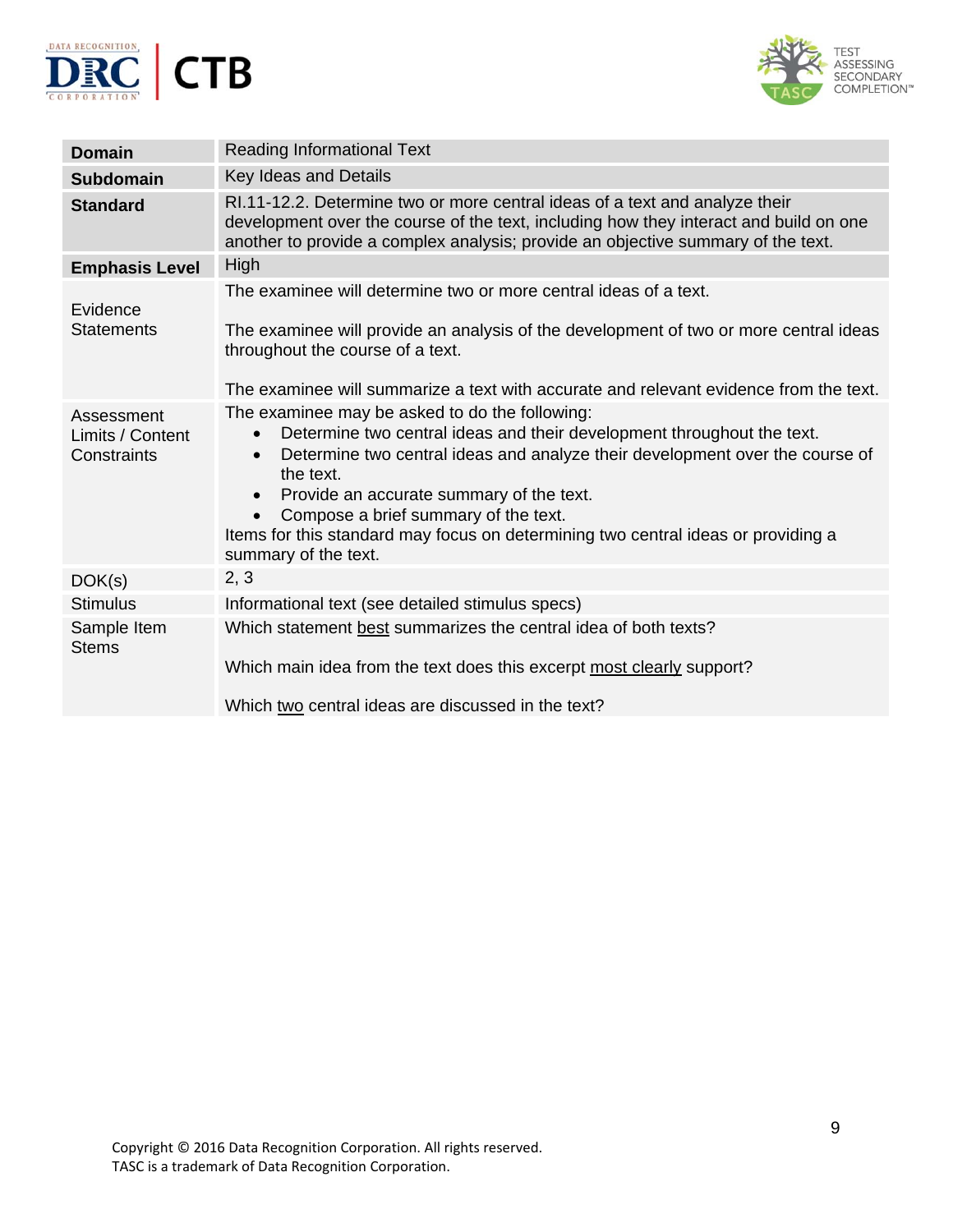| **Domain** | Reading Informational Text |
|---|---|
| **Subdomain** | Key Ideas and Details |
| **Standard** | RI.11-12.2. Determine two or more central ideas of a text and analyze their development over the course of the text, including how they interact and build on one another to provide a complex analysis; provide an objective summary of the text. |
| **Emphasis Level** | High |
| Evidence Statements | The examinee will determine two or more central ideas of a text.<br><br>The examinee will provide an analysis of the development of two or more central ideas throughout the course of a text.<br><br>The examinee will summarize a text with accurate and relevant evidence from the text. |
| Assessment Limits / Content Constraints | The examinee may be asked to do the following:<br>• Determine two central ideas and their development throughout the text.<br>• Determine two central ideas and analyze their development over the course of the text.<br>• Provide an accurate summary of the text.<br>• Compose a brief summary of the text.<br>Items for this standard may focus on determining two central ideas or providing a summary of the text. |
| DOK(s) | 2, 3 |
| Stimulus | Informational text (see detailed stimulus specs) |
| Sample Item Stems | Which statement <u>best</u> summarizes the central idea of both texts?<br><br>Which main idea from the text does this excerpt <u>most clearly</u> support?<br><br>Which <u>two</u> central ideas are discussed in the text? |

Copyright © 2016 Data Recognition Corporation. All rights reserved.
TASC is a trademark of Data Recognition Corporation.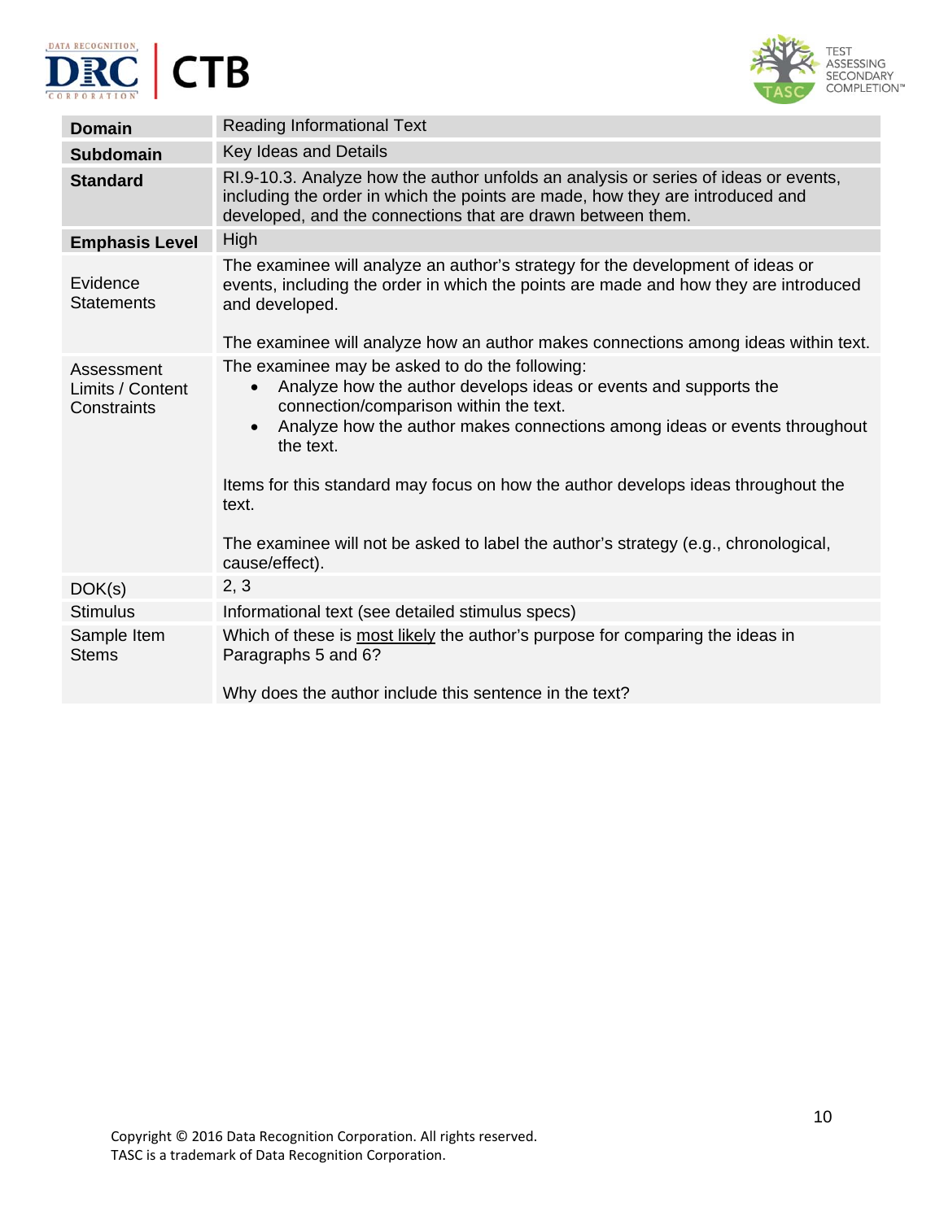| **Domain** | Reading Informational Text |
|---|---|
| **Subdomain** | Key Ideas and Details |
| **Standard** | RI.9-10.3. Analyze how the author unfolds an analysis or series of ideas or events, including the order in which the points are made, how they are introduced and developed, and the connections that are drawn between them. |
| **Emphasis Level** | High |
| Evidence Statements | The examinee will analyze an author's strategy for the development of ideas or events, including the order in which the points are made and how they are introduced and developed.<br><br>The examinee will analyze how an author makes connections among ideas within text. |
| Assessment Limits / Content Constraints | The examinee may be asked to do the following:<br>• Analyze how the author develops ideas or events and supports the connection/comparison within the text.<br>• Analyze how the author makes connections among ideas or events throughout the text.<br><br>Items for this standard may focus on how the author develops ideas throughout the text.<br><br>The examinee will not be asked to label the author's strategy (e.g., chronological, cause/effect). |
| DOK(s) | 2, 3 |
| Stimulus | Informational text (see detailed stimulus specs) |
| Sample Item Stems | Which of these is <u>most likely</u> the author's purpose for comparing the ideas in Paragraphs 5 and 6?<br><br>Why does the author include this sentence in the text? |

Copyright © 2016 Data Recognition Corporation. All rights reserved.
TASC is a trademark of Data Recognition Corporation.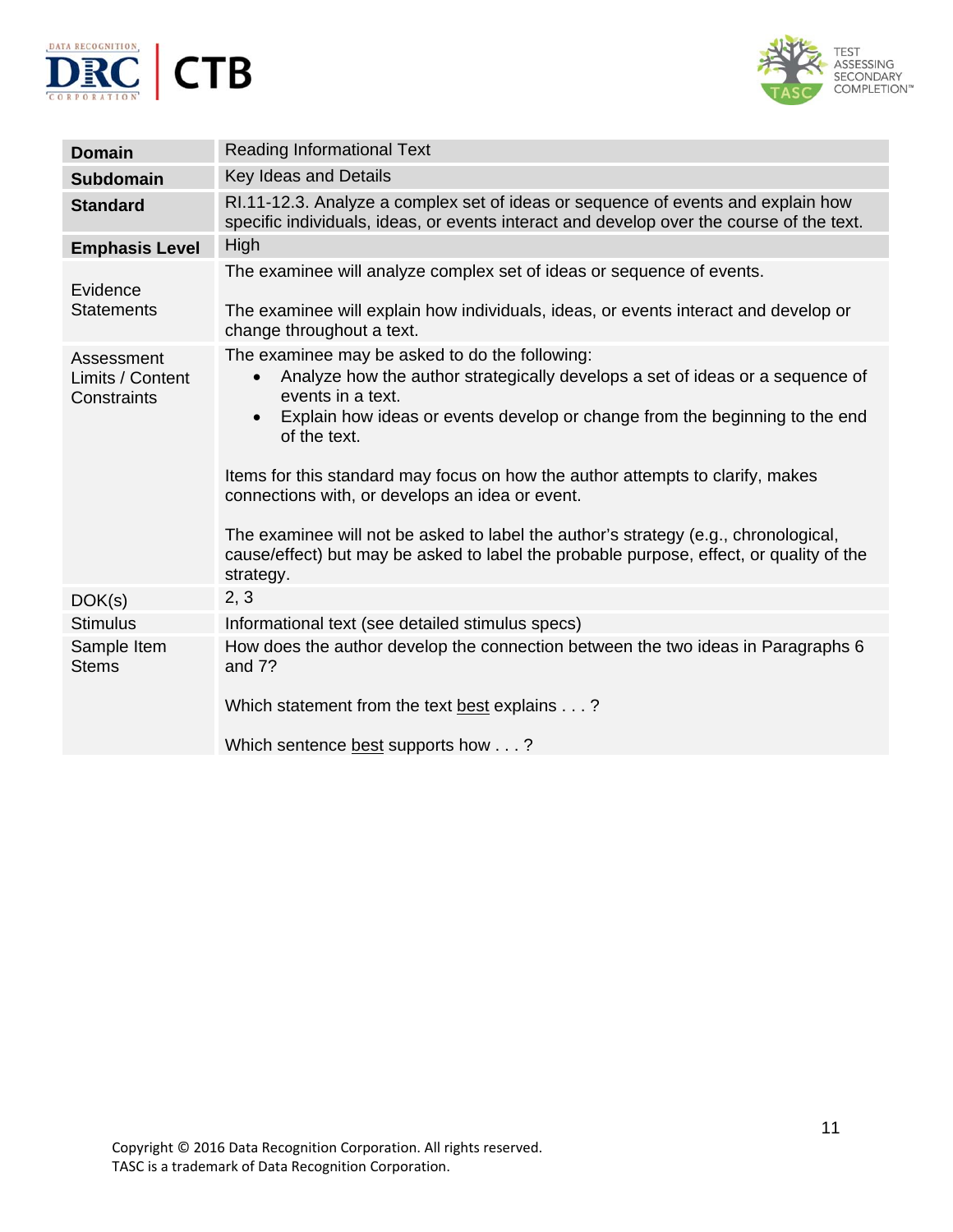| | |
|---|---|
| **Domain** | Reading Informational Text |
| **Subdomain** | Key Ideas and Details |
| **Standard** | RI.11-12.3. Analyze a complex set of ideas or sequence of events and explain how specific individuals, ideas, or events interact and develop over the course of the text. |
| **Emphasis Level** | High |
| Evidence Statements | The examinee will analyze complex set of ideas or sequence of events.<br><br>The examinee will explain how individuals, ideas, or events interact and develop or change throughout a text. |
| Assessment Limits / Content Constraints | The examinee may be asked to do the following:<br>• Analyze how the author strategically develops a set of ideas or a sequence of events in a text.<br>• Explain how ideas or events develop or change from the beginning to the end of the text.<br><br>Items for this standard may focus on how the author attempts to clarify, makes connections with, or develops an idea or event.<br><br>The examinee will not be asked to label the author's strategy (e.g., chronological, cause/effect) but may be asked to label the probable purpose, effect, or quality of the strategy. |
| DOK(s) | 2, 3 |
| Stimulus | Informational text (see detailed stimulus specs) |
| Sample Item Stems | How does the author develop the connection between the two ideas in Paragraphs 6 and 7?<br><br>Which statement from the text <u>best</u> explains . . . ?<br><br>Which sentence <u>best</u> supports how . . . ? |

Copyright © 2016 Data Recognition Corporation. All rights reserved.
TASC is a trademark of Data Recognition Corporation.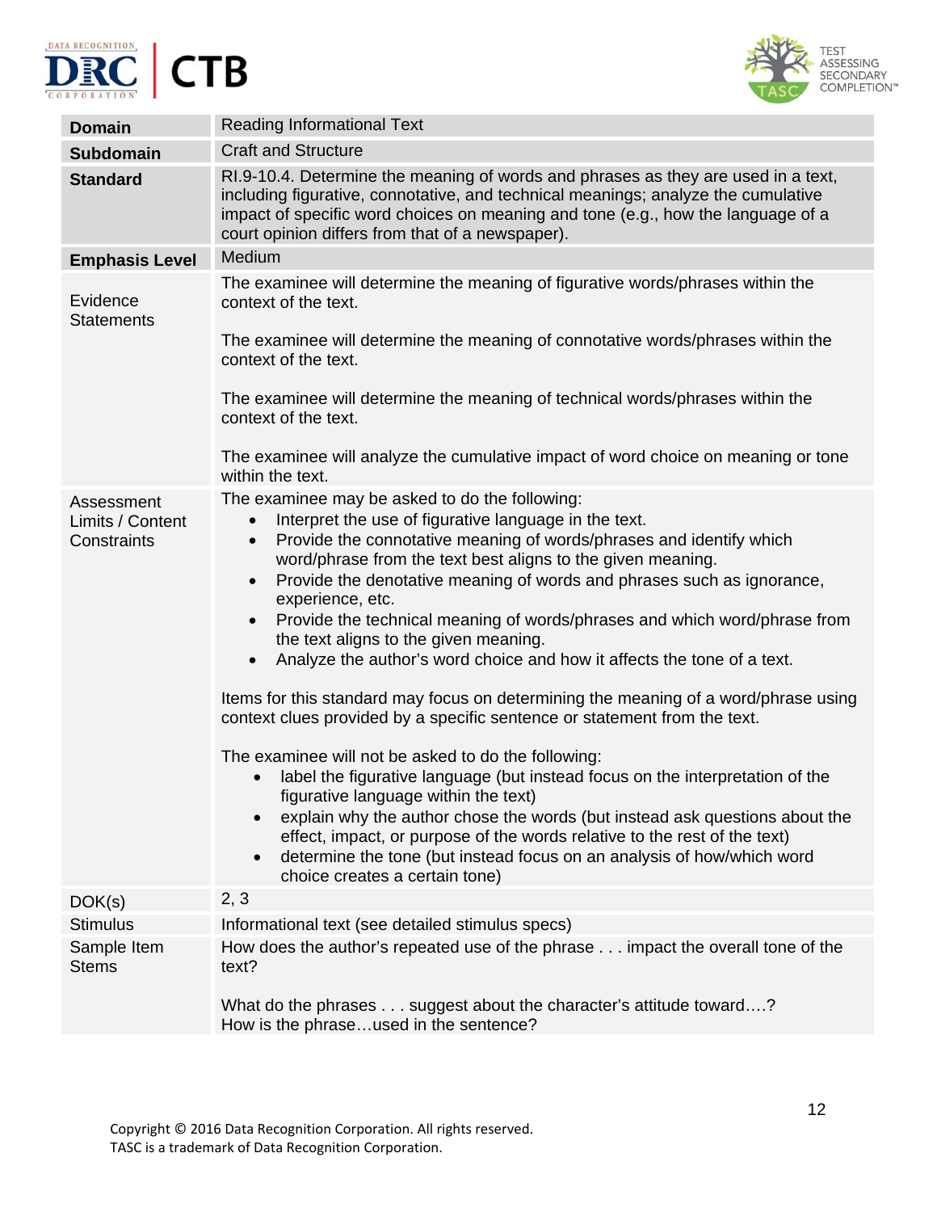| **Domain** | Reading Informational Text |
|---|---|
| **Subdomain** | Craft and Structure |
| **Standard** | RI.9-10.4. Determine the meaning of words and phrases as they are used in a text, including figurative, connotative, and technical meanings; analyze the cumulative impact of specific word choices on meaning and tone (e.g., how the language of a court opinion differs from that of a newspaper). |
| **Emphasis Level** | Medium |
| Evidence Statements | The examinee will determine the meaning of figurative words/phrases within the context of the text.<br><br>The examinee will determine the meaning of connotative words/phrases within the context of the text.<br><br>The examinee will determine the meaning of technical words/phrases within the context of the text.<br><br>The examinee will analyze the cumulative impact of word choice on meaning or tone within the text. |
| Assessment Limits / Content Constraints | The examinee may be asked to do the following:<br>• Interpret the use of figurative language in the text.<br>• Provide the connotative meaning of words/phrases and identify which word/phrase from the text best aligns to the given meaning.<br>• Provide the denotative meaning of words and phrases such as ignorance, experience, etc.<br>• Provide the technical meaning of words/phrases and which word/phrase from the text aligns to the given meaning.<br>• Analyze the author's word choice and how it affects the tone of a text.<br><br>Items for this standard may focus on determining the meaning of a word/phrase using context clues provided by a specific sentence or statement from the text.<br><br>The examinee will not be asked to do the following:<br>• label the figurative language (but instead focus on the interpretation of the figurative language within the text)<br>• explain why the author chose the words (but instead ask questions about the effect, impact, or purpose of the words relative to the rest of the text)<br>• determine the tone (but instead focus on an analysis of how/which word choice creates a certain tone) |
| DOK(s) | 2, 3 |
| Stimulus | Informational text (see detailed stimulus specs) |
| Sample Item Stems | How does the author's repeated use of the phrase . . . impact the overall tone of the text?<br><br>What do the phrases . . . suggest about the character's attitude toward….?<br>How is the phrase…used in the sentence? |

Copyright © 2016 Data Recognition Corporation. All rights reserved.
TASC is a trademark of Data Recognition Corporation.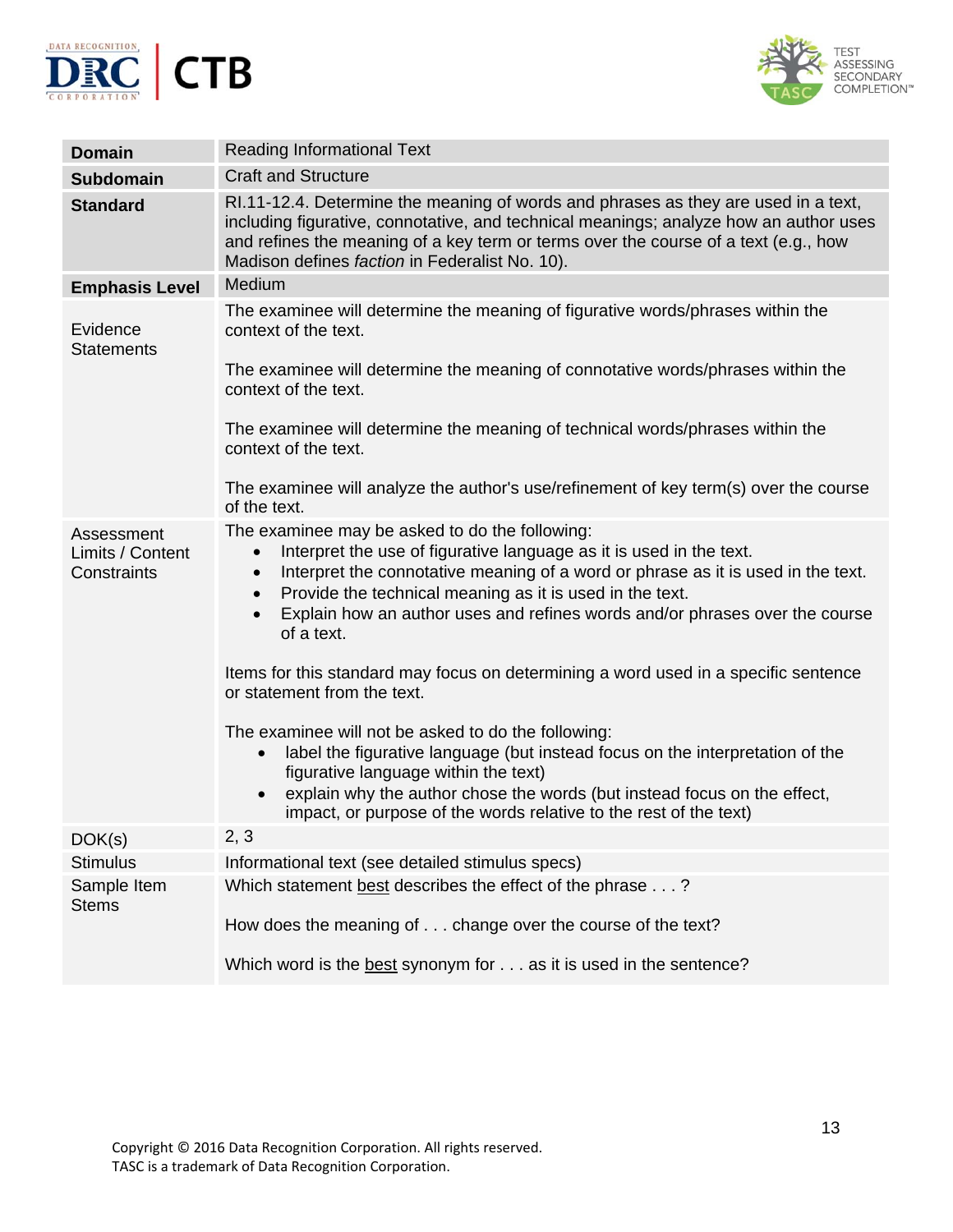| **Domain** | Reading Informational Text |
|---|---|
| **Subdomain** | Craft and Structure |
| **Standard** | RI.11-12.4. Determine the meaning of words and phrases as they are used in a text, including figurative, connotative, and technical meanings; analyze how an author uses and refines the meaning of a key term or terms over the course of a text (e.g., how Madison defines *faction* in Federalist No. 10). |
| **Emphasis Level** | Medium |
| Evidence Statements | The examinee will determine the meaning of figurative words/phrases within the context of the text.<br><br>The examinee will determine the meaning of connotative words/phrases within the context of the text.<br><br>The examinee will determine the meaning of technical words/phrases within the context of the text.<br><br>The examinee will analyze the author's use/refinement of key term(s) over the course of the text. |
| Assessment Limits / Content Constraints | The examinee may be asked to do the following:<br>• Interpret the use of figurative language as it is used in the text.<br>• Interpret the connotative meaning of a word or phrase as it is used in the text.<br>• Provide the technical meaning as it is used in the text.<br>• Explain how an author uses and refines words and/or phrases over the course of a text.<br><br>Items for this standard may focus on determining a word used in a specific sentence or statement from the text.<br><br>The examinee will not be asked to do the following:<br>• label the figurative language (but instead focus on the interpretation of the figurative language within the text)<br>• explain why the author chose the words (but instead focus on the effect, impact, or purpose of the words relative to the rest of the text) |
| DOK(s) | 2, 3 |
| Stimulus | Informational text (see detailed stimulus specs) |
| Sample Item Stems | Which statement <u>best</u> describes the effect of the phrase . . . ?<br><br>How does the meaning of . . . change over the course of the text?<br><br>Which word is the <u>best</u> synonym for . . . as it is used in the sentence? |

Copyright © 2016 Data Recognition Corporation. All rights reserved.
TASC is a trademark of Data Recognition Corporation.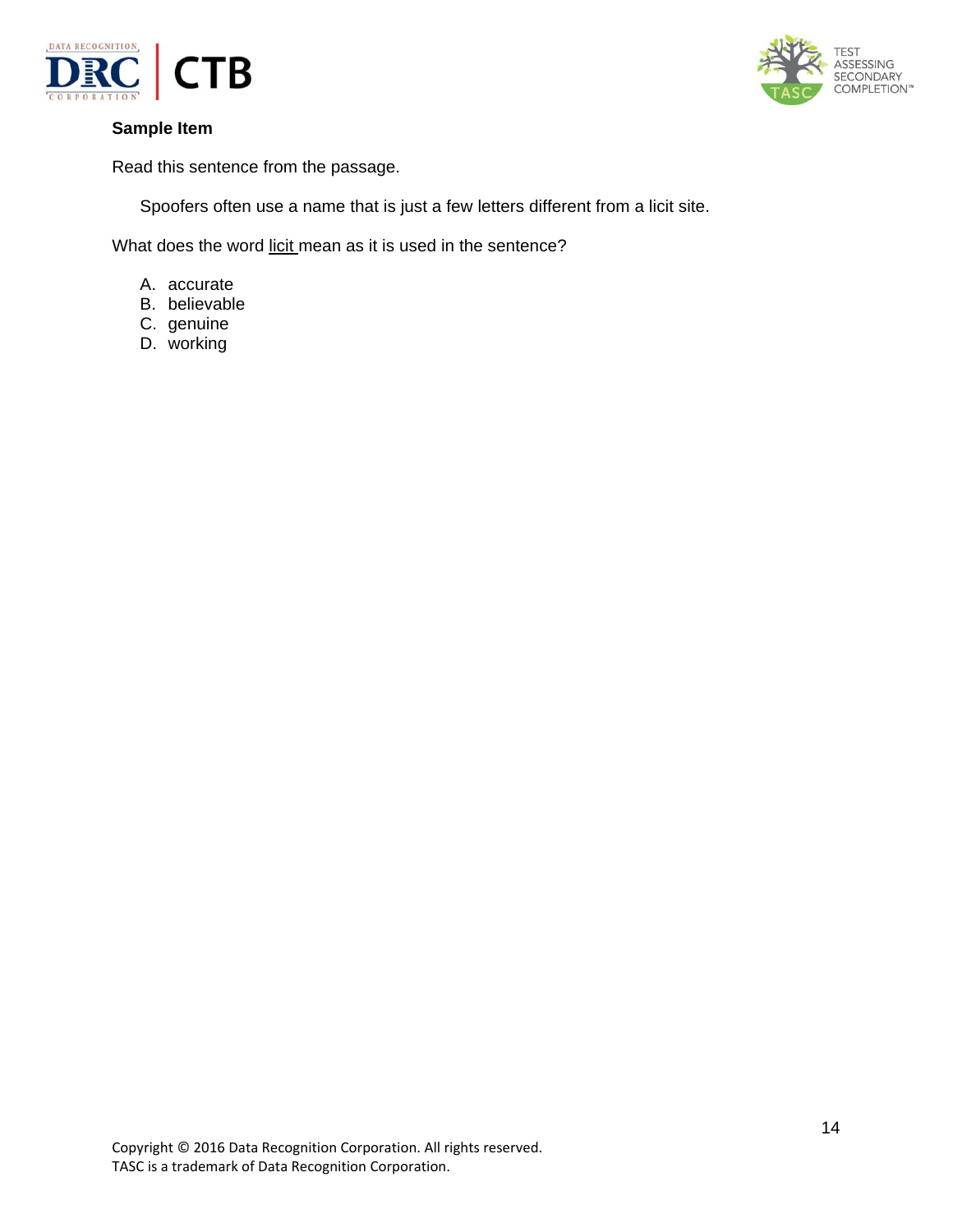**Sample Item**

Read this sentence from the passage.

> Spoofers often use a name that is just a few letters different from a licit site.

What does the word <u>licit</u> mean as it is used in the sentence?

A. accurate
B. believable
C. genuine
D. working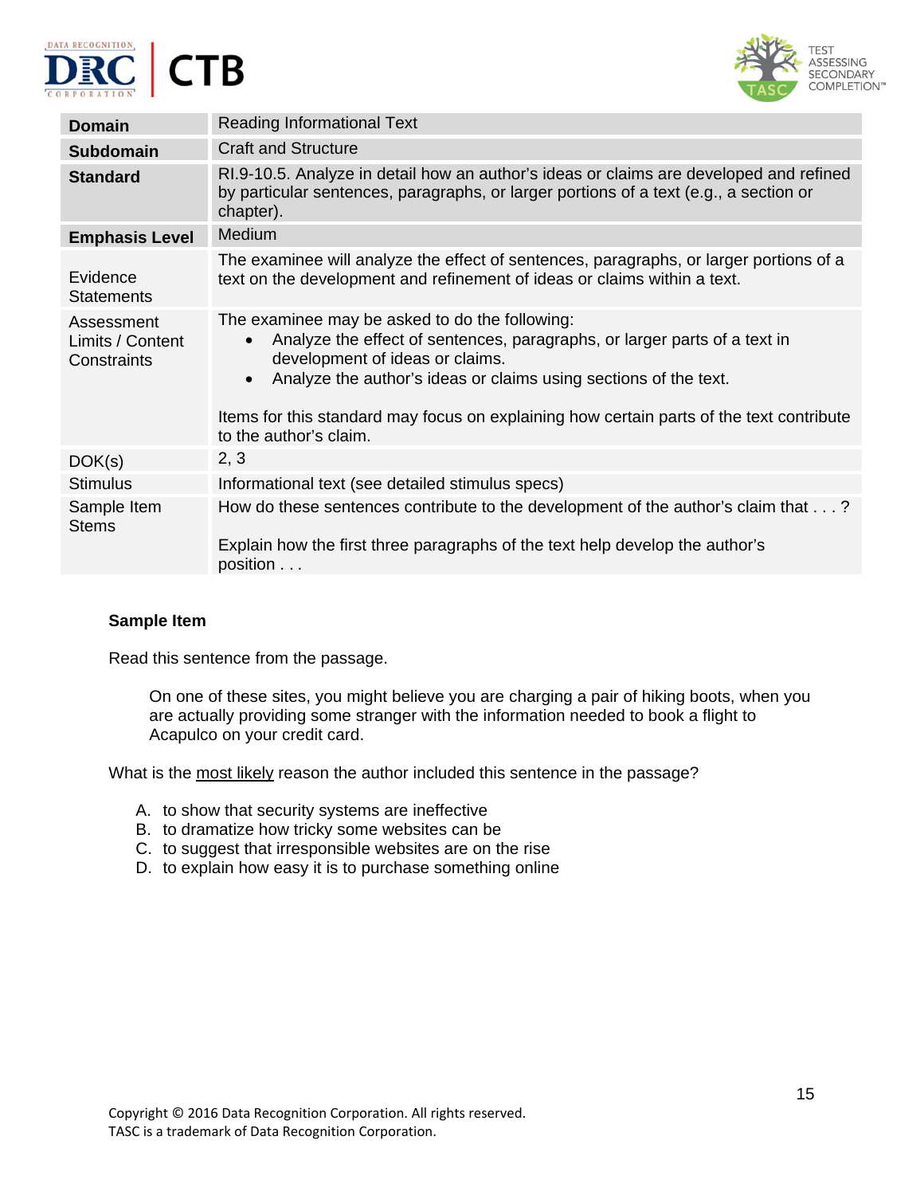| Domain | Reading Informational Text |
|---|---|
| **Subdomain** | Craft and Structure |
| **Standard** | RI.9-10.5. Analyze in detail how an author's ideas or claims are developed and refined by particular sentences, paragraphs, or larger portions of a text (e.g., a section or chapter). |
| **Emphasis Level** | Medium |
| Evidence Statements | The examinee will analyze the effect of sentences, paragraphs, or larger portions of a text on the development and refinement of ideas or claims within a text. |
| Assessment Limits / Content Constraints | The examinee may be asked to do the following:<br>• Analyze the effect of sentences, paragraphs, or larger parts of a text in development of ideas or claims.<br>• Analyze the author's ideas or claims using sections of the text.<br><br>Items for this standard may focus on explaining how certain parts of the text contribute to the author's claim. |
| DOK(s) | 2, 3 |
| Stimulus | Informational text (see detailed stimulus specs) |
| Sample Item Stems | How do these sentences contribute to the development of the author's claim that . . . ?<br><br>Explain how the first three paragraphs of the text help develop the author's position . . . |

**Sample Item**

Read this sentence from the passage.

> On one of these sites, you might believe you are charging a pair of hiking boots, when you are actually providing some stranger with the information needed to book a flight to Acapulco on your credit card.

What is the <u>most likely</u> reason the author included this sentence in the passage?

A. to show that security systems are ineffective
B. to dramatize how tricky some websites can be
C. to suggest that irresponsible websites are on the rise
D. to explain how easy it is to purchase something online

Copyright © 2016 Data Recognition Corporation. All rights reserved.
TASC is a trademark of Data Recognition Corporation.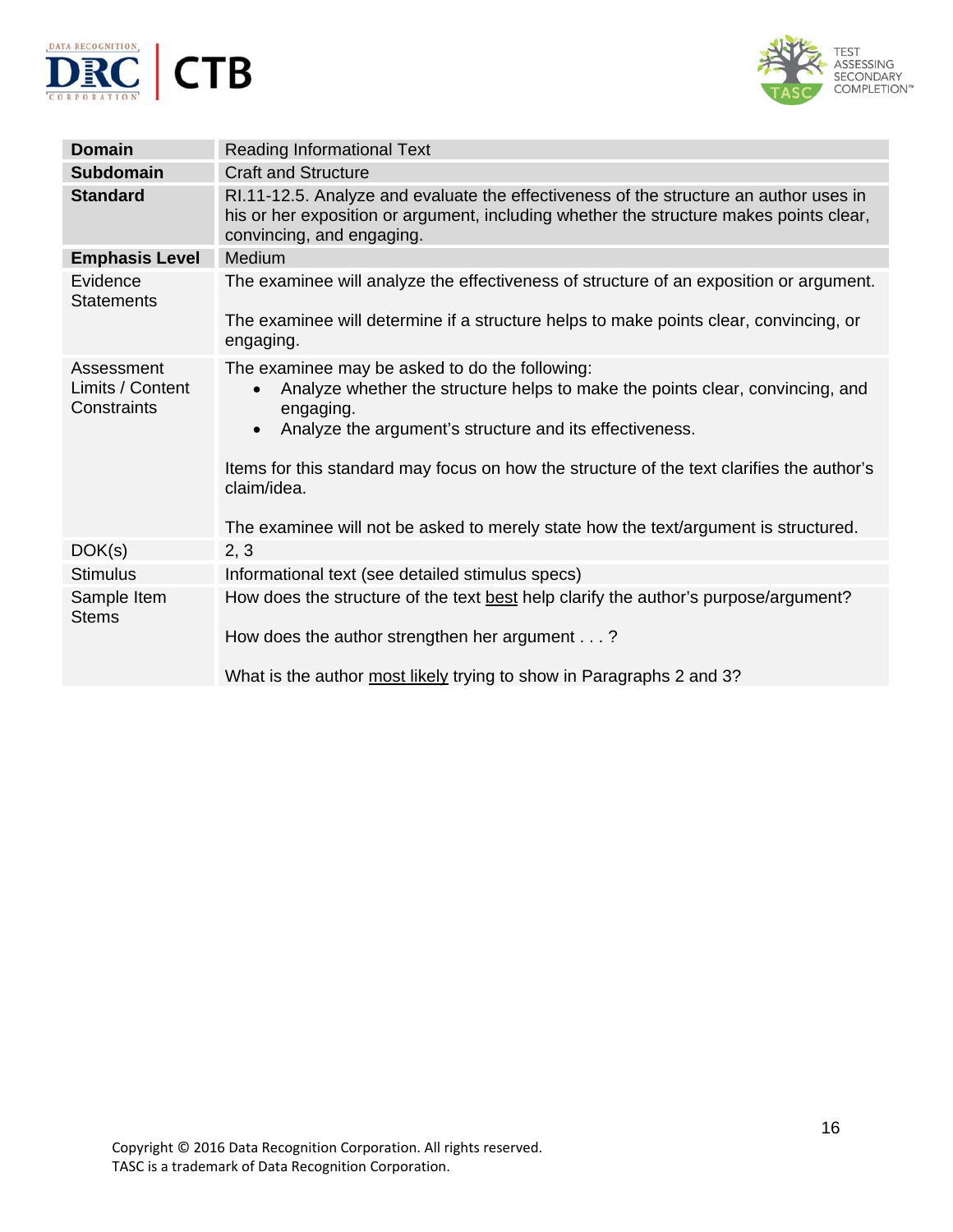| **Domain** | Reading Informational Text |
|---|---|
| **Subdomain** | Craft and Structure |
| **Standard** | RI.11-12.5. Analyze and evaluate the effectiveness of the structure an author uses in his or her exposition or argument, including whether the structure makes points clear, convincing, and engaging. |
| **Emphasis Level** | Medium |
| Evidence Statements | The examinee will analyze the effectiveness of structure of an exposition or argument.<br><br>The examinee will determine if a structure helps to make points clear, convincing, or engaging. |
| Assessment Limits / Content Constraints | The examinee may be asked to do the following:<br>• Analyze whether the structure helps to make the points clear, convincing, and engaging.<br>• Analyze the argument's structure and its effectiveness.<br><br>Items for this standard may focus on how the structure of the text clarifies the author's claim/idea.<br><br>The examinee will not be asked to merely state how the text/argument is structured. |
| DOK(s) | 2, 3 |
| Stimulus | Informational text (see detailed stimulus specs) |
| Sample Item Stems | How does the structure of the text <u>best</u> help clarify the author's purpose/argument?<br><br>How does the author strengthen her argument . . . ?<br><br>What is the author <u>most likely</u> trying to show in Paragraphs 2 and 3? |

Copyright © 2016 Data Recognition Corporation. All rights reserved.
TASC is a trademark of Data Recognition Corporation.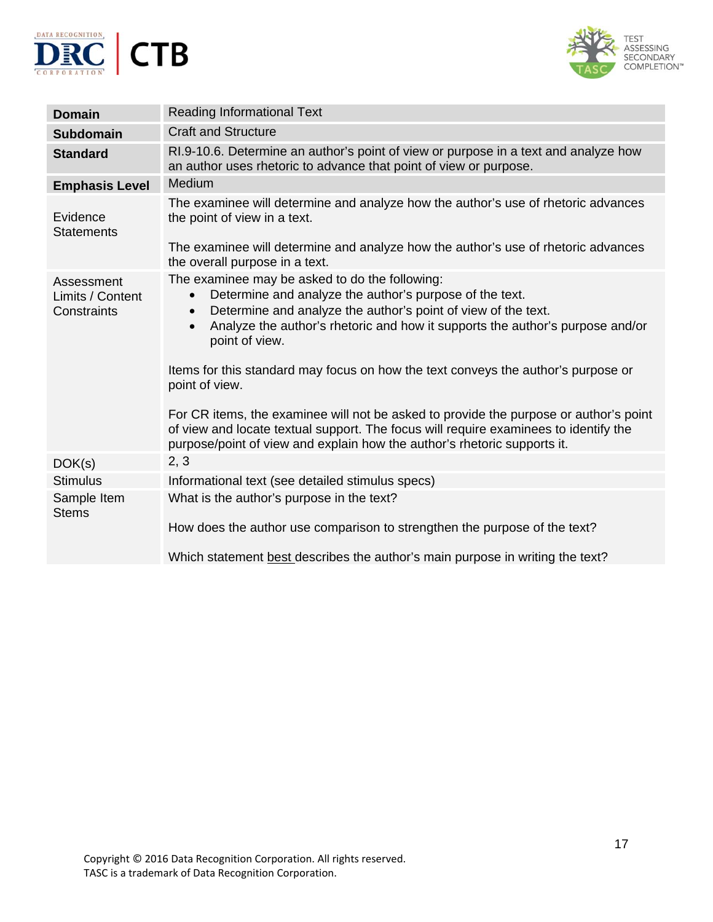| | |
|---|---|
| **Domain** | Reading Informational Text |
| **Subdomain** | Craft and Structure |
| **Standard** | RI.9-10.6. Determine an author's point of view or purpose in a text and analyze how an author uses rhetoric to advance that point of view or purpose. |
| **Emphasis Level** | Medium |
| Evidence Statements | The examinee will determine and analyze how the author's use of rhetoric advances the point of view in a text.<br><br>The examinee will determine and analyze how the author's use of rhetoric advances the overall purpose in a text. |
| Assessment Limits / Content Constraints | The examinee may be asked to do the following:<br>• Determine and analyze the author's purpose of the text.<br>• Determine and analyze the author's point of view of the text.<br>• Analyze the author's rhetoric and how it supports the author's purpose and/or point of view.<br><br>Items for this standard may focus on how the text conveys the author's purpose or point of view.<br><br>For CR items, the examinee will not be asked to provide the purpose or author's point of view and locate textual support. The focus will require examinees to identify the purpose/point of view and explain how the author's rhetoric supports it. |
| DOK(s) | 2, 3 |
| Stimulus | Informational text (see detailed stimulus specs) |
| Sample Item Stems | What is the author's purpose in the text?<br><br>How does the author use comparison to strengthen the purpose of the text?<br><br>Which statement <u>best</u> describes the author's main purpose in writing the text? |

Copyright © 2016 Data Recognition Corporation. All rights reserved.
TASC is a trademark of Data Recognition Corporation.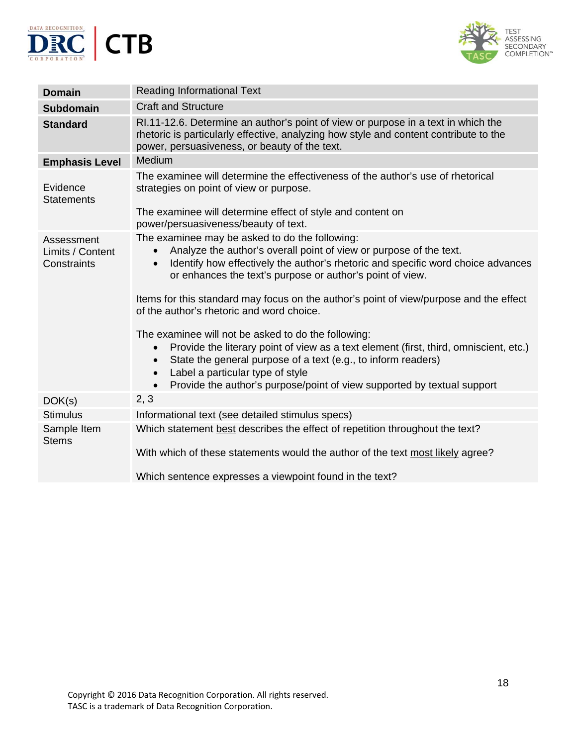| **Domain** | Reading Informational Text |
|---|---|
| **Subdomain** | Craft and Structure |
| **Standard** | RI.11-12.6. Determine an author's point of view or purpose in a text in which the rhetoric is particularly effective, analyzing how style and content contribute to the power, persuasiveness, or beauty of the text. |
| **Emphasis Level** | Medium |
| Evidence Statements | The examinee will determine the effectiveness of the author's use of rhetorical strategies on point of view or purpose.<br><br>The examinee will determine effect of style and content on power/persuasiveness/beauty of text. |
| Assessment Limits / Content Constraints | The examinee may be asked to do the following:<br>• Analyze the author's overall point of view or purpose of the text.<br>• Identify how effectively the author's rhetoric and specific word choice advances or enhances the text's purpose or author's point of view.<br><br>Items for this standard may focus on the author's point of view/purpose and the effect of the author's rhetoric and word choice.<br><br>The examinee will not be asked to do the following:<br>• Provide the literary point of view as a text element (first, third, omniscient, etc.)<br>• State the general purpose of a text (e.g., to inform readers)<br>• Label a particular type of style<br>• Provide the author's purpose/point of view supported by textual support |
| DOK(s) | 2, 3 |
| Stimulus | Informational text (see detailed stimulus specs) |
| Sample Item Stems | Which statement <u>best</u> describes the effect of repetition throughout the text?<br><br>With which of these statements would the author of the text <u>most likely</u> agree?<br><br>Which sentence expresses a viewpoint found in the text? |

Copyright © 2016 Data Recognition Corporation. All rights reserved.
TASC is a trademark of Data Recognition Corporation.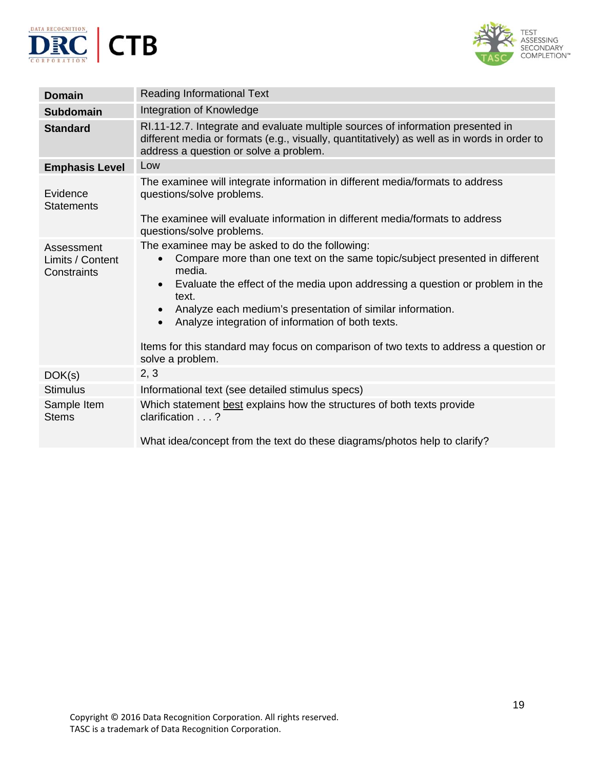| **Domain** | Reading Informational Text |
|---|---|
| **Subdomain** | Integration of Knowledge |
| **Standard** | RI.11-12.7. Integrate and evaluate multiple sources of information presented in different media or formats (e.g., visually, quantitatively) as well as in words in order to address a question or solve a problem. |
| **Emphasis Level** | Low |
| Evidence Statements | The examinee will integrate information in different media/formats to address questions/solve problems.<br><br>The examinee will evaluate information in different media/formats to address questions/solve problems. |
| Assessment Limits / Content Constraints | The examinee may be asked to do the following:<br>• Compare more than one text on the same topic/subject presented in different media.<br>• Evaluate the effect of the media upon addressing a question or problem in the text.<br>• Analyze each medium's presentation of similar information.<br>• Analyze integration of information of both texts.<br><br>Items for this standard may focus on comparison of two texts to address a question or solve a problem. |
| DOK(s) | 2, 3 |
| Stimulus | Informational text (see detailed stimulus specs) |
| Sample Item Stems | Which statement <u>best</u> explains how the structures of both texts provide clarification . . . ?<br><br>What idea/concept from the text do these diagrams/photos help to clarify? |

Copyright © 2016 Data Recognition Corporation. All rights reserved.
TASC is a trademark of Data Recognition Corporation.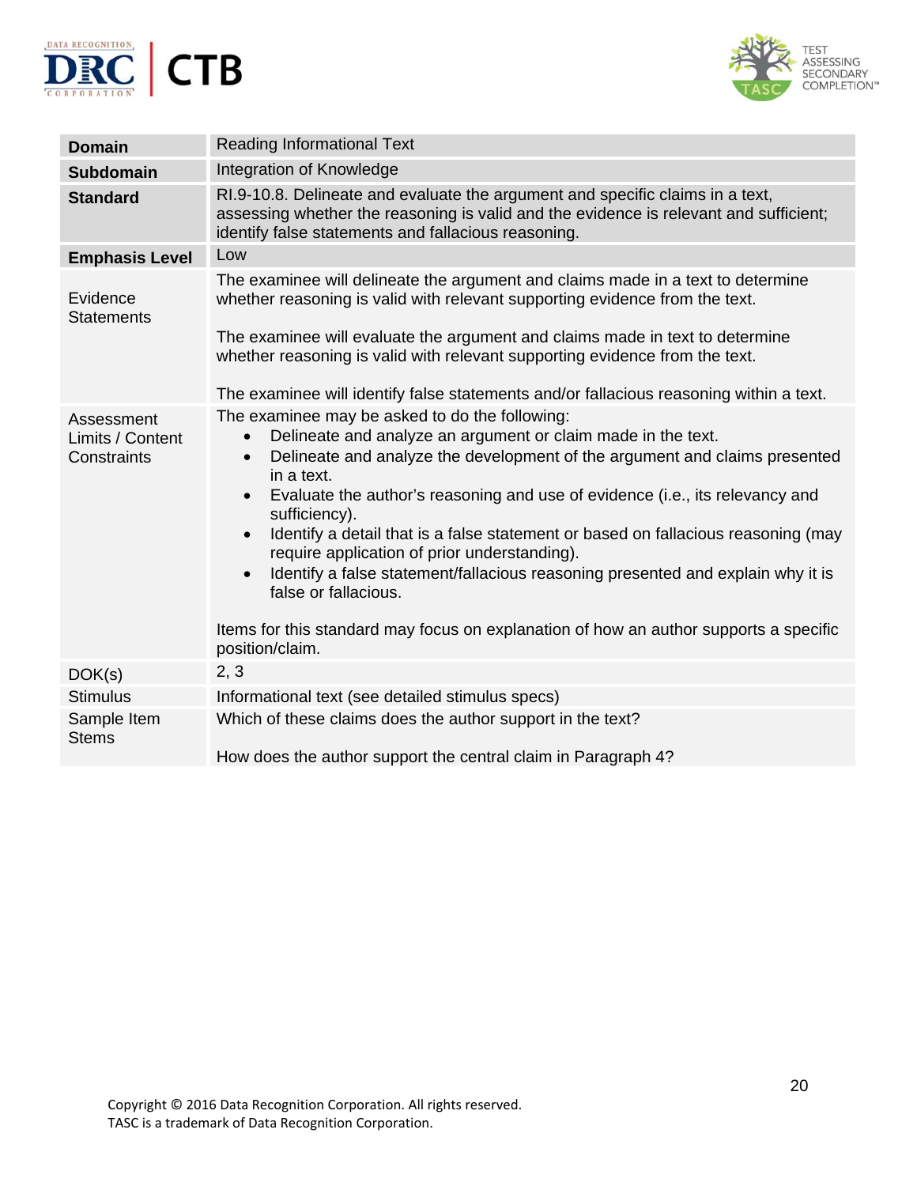| **Domain** | Reading Informational Text |
|---|---|
| **Subdomain** | Integration of Knowledge |
| **Standard** | RI.9-10.8. Delineate and evaluate the argument and specific claims in a text, assessing whether the reasoning is valid and the evidence is relevant and sufficient; identify false statements and fallacious reasoning. |
| **Emphasis Level** | Low |
| Evidence Statements | The examinee will delineate the argument and claims made in a text to determine whether reasoning is valid with relevant supporting evidence from the text.<br><br>The examinee will evaluate the argument and claims made in text to determine whether reasoning is valid with relevant supporting evidence from the text.<br><br>The examinee will identify false statements and/or fallacious reasoning within a text. |
| Assessment Limits / Content Constraints | The examinee may be asked to do the following:<br>• Delineate and analyze an argument or claim made in the text.<br>• Delineate and analyze the development of the argument and claims presented in a text.<br>• Evaluate the author's reasoning and use of evidence (i.e., its relevancy and sufficiency).<br>• Identify a detail that is a false statement or based on fallacious reasoning (may require application of prior understanding).<br>• Identify a false statement/fallacious reasoning presented and explain why it is false or fallacious.<br><br>Items for this standard may focus on explanation of how an author supports a specific position/claim. |
| DOK(s) | 2, 3 |
| Stimulus | Informational text (see detailed stimulus specs) |
| Sample Item Stems | Which of these claims does the author support in the text?<br><br>How does the author support the central claim in Paragraph 4? |

Copyright © 2016 Data Recognition Corporation. All rights reserved.
TASC is a trademark of Data Recognition Corporation.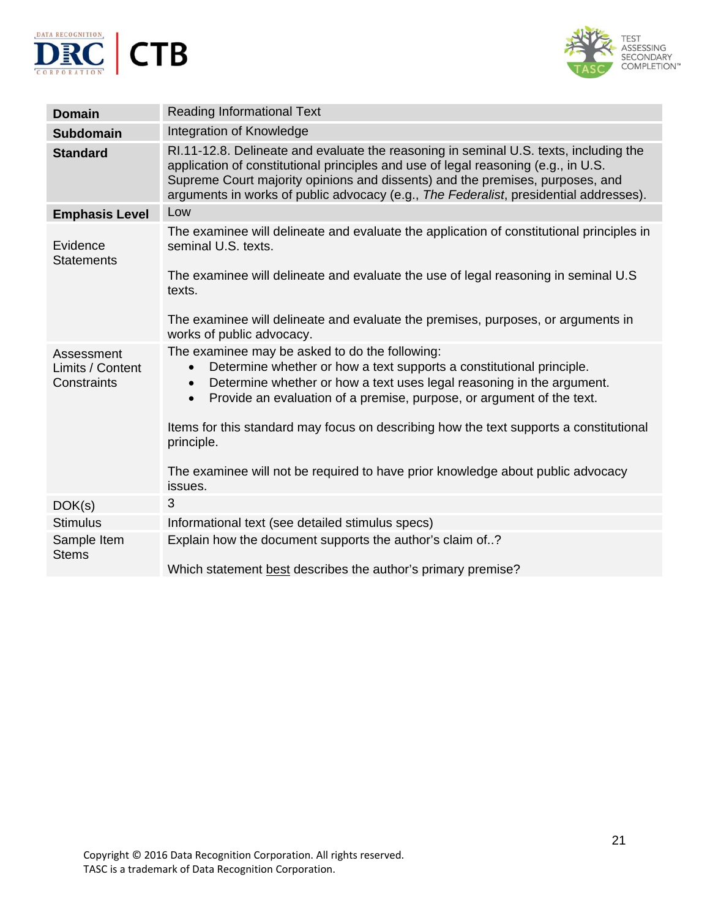| **Domain** | Reading Informational Text |
|---|---|
| **Subdomain** | Integration of Knowledge |
| **Standard** | RI.11-12.8. Delineate and evaluate the reasoning in seminal U.S. texts, including the application of constitutional principles and use of legal reasoning (e.g., in U.S. Supreme Court majority opinions and dissents) and the premises, purposes, and arguments in works of public advocacy (e.g., *The Federalist*, presidential addresses). |
| **Emphasis Level** | Low |
| Evidence Statements | The examinee will delineate and evaluate the application of constitutional principles in seminal U.S. texts.<br><br>The examinee will delineate and evaluate the use of legal reasoning in seminal U.S texts.<br><br>The examinee will delineate and evaluate the premises, purposes, or arguments in works of public advocacy. |
| Assessment Limits / Content Constraints | The examinee may be asked to do the following:<br>• Determine whether or how a text supports a constitutional principle.<br>• Determine whether or how a text uses legal reasoning in the argument.<br>• Provide an evaluation of a premise, purpose, or argument of the text.<br><br>Items for this standard may focus on describing how the text supports a constitutional principle.<br><br>The examinee will not be required to have prior knowledge about public advocacy issues. |
| DOK(s) | 3 |
| Stimulus | Informational text (see detailed stimulus specs) |
| Sample Item Stems | Explain how the document supports the author's claim of..?<br><br>Which statement <u>best</u> describes the author's primary premise? |

Copyright © 2016 Data Recognition Corporation. All rights reserved.
TASC is a trademark of Data Recognition Corporation.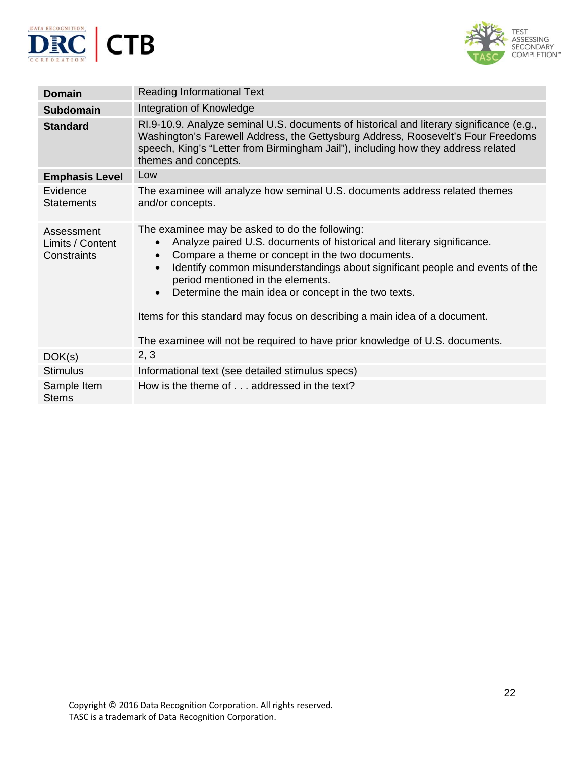| **Domain** | Reading Informational Text |
|---|---|
| **Subdomain** | Integration of Knowledge |
| **Standard** | RI.9-10.9. Analyze seminal U.S. documents of historical and literary significance (e.g., Washington's Farewell Address, the Gettysburg Address, Roosevelt's Four Freedoms speech, King's "Letter from Birmingham Jail"), including how they address related themes and concepts. |
| **Emphasis Level** | Low |
| Evidence Statements | The examinee will analyze how seminal U.S. documents address related themes and/or concepts. |
| Assessment Limits / Content Constraints | The examinee may be asked to do the following:<br>• Analyze paired U.S. documents of historical and literary significance.<br>• Compare a theme or concept in the two documents.<br>• Identify common misunderstandings about significant people and events of the period mentioned in the elements.<br>• Determine the main idea or concept in the two texts.<br><br>Items for this standard may focus on describing a main idea of a document.<br><br>The examinee will not be required to have prior knowledge of U.S. documents. |
| DOK(s) | 2, 3 |
| Stimulus | Informational text (see detailed stimulus specs) |
| Sample Item Stems | How is the theme of . . . addressed in the text? |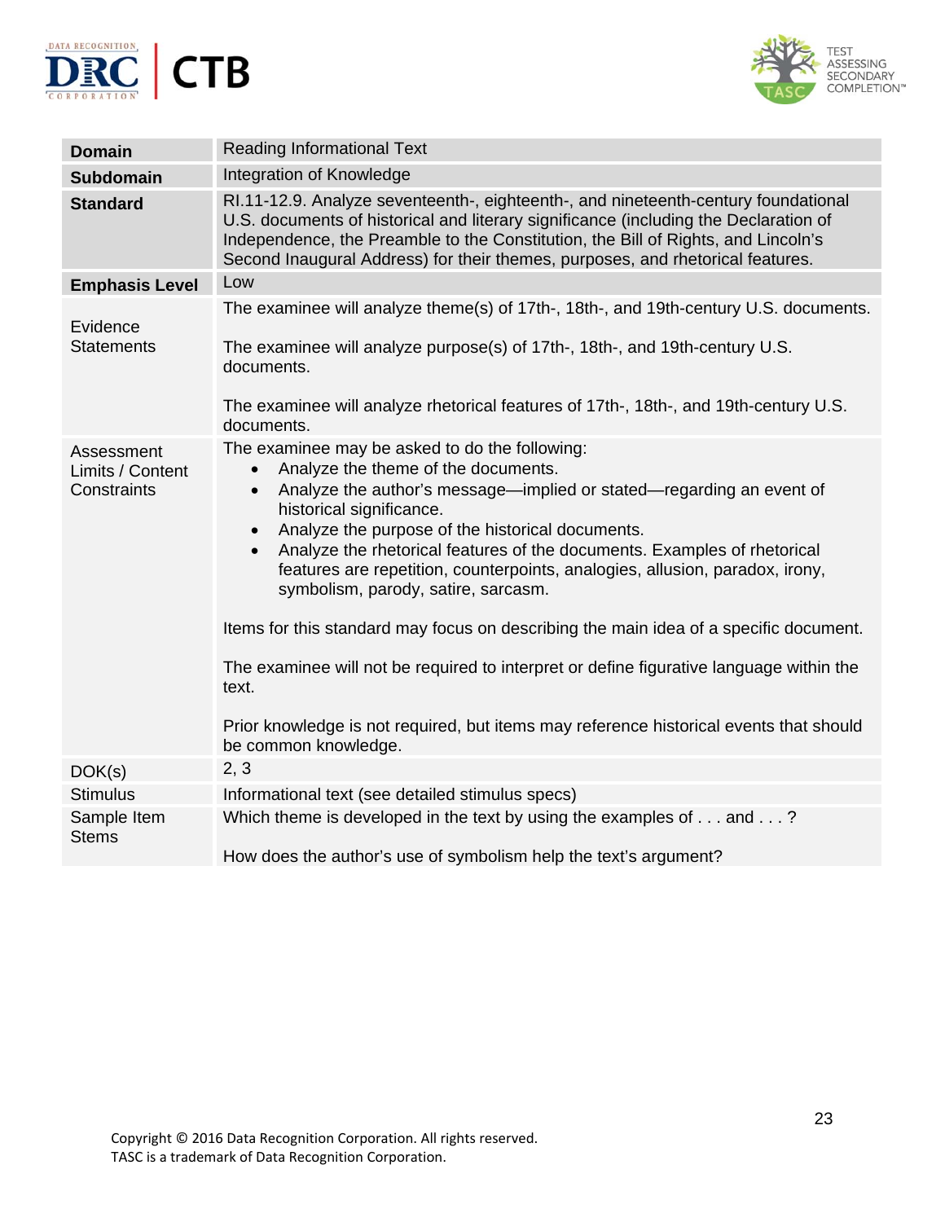| | |
|---|---|
| **Domain** | Reading Informational Text |
| **Subdomain** | Integration of Knowledge |
| **Standard** | RI.11-12.9. Analyze seventeenth-, eighteenth-, and nineteenth-century foundational U.S. documents of historical and literary significance (including the Declaration of Independence, the Preamble to the Constitution, the Bill of Rights, and Lincoln's Second Inaugural Address) for their themes, purposes, and rhetorical features. |
| **Emphasis Level** | Low |
| Evidence Statements | The examinee will analyze theme(s) of 17th-, 18th-, and 19th-century U.S. documents.<br><br>The examinee will analyze purpose(s) of 17th-, 18th-, and 19th-century U.S. documents.<br><br>The examinee will analyze rhetorical features of 17th-, 18th-, and 19th-century U.S. documents. |
| Assessment Limits / Content Constraints | The examinee may be asked to do the following:<br>• Analyze the theme of the documents.<br>• Analyze the author's message—implied or stated—regarding an event of historical significance.<br>• Analyze the purpose of the historical documents.<br>• Analyze the rhetorical features of the documents. Examples of rhetorical features are repetition, counterpoints, analogies, allusion, paradox, irony, symbolism, parody, satire, sarcasm.<br><br>Items for this standard may focus on describing the main idea of a specific document.<br><br>The examinee will not be required to interpret or define figurative language within the text.<br><br>Prior knowledge is not required, but items may reference historical events that should be common knowledge. |
| DOK(s) | 2, 3 |
| Stimulus | Informational text (see detailed stimulus specs) |
| Sample Item Stems | Which theme is developed in the text by using the examples of . . . and . . . ?<br><br>How does the author's use of symbolism help the text's argument? |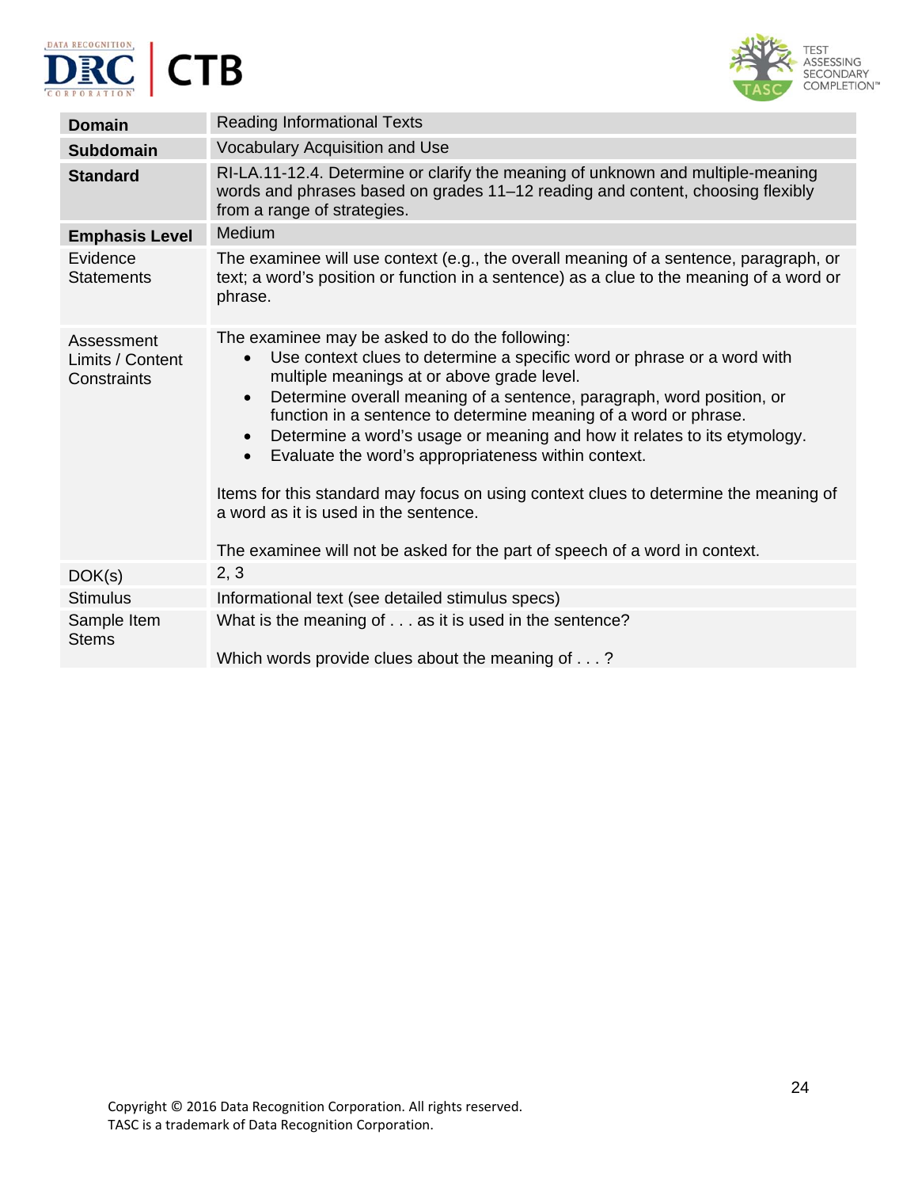| | |
|---|---|
| **Domain** | Reading Informational Texts |
| **Subdomain** | Vocabulary Acquisition and Use |
| **Standard** | RI-LA.11-12.4. Determine or clarify the meaning of unknown and multiple-meaning words and phrases based on grades 11–12 reading and content, choosing flexibly from a range of strategies. |
| **Emphasis Level** | Medium |
| Evidence Statements | The examinee will use context (e.g., the overall meaning of a sentence, paragraph, or text; a word's position or function in a sentence) as a clue to the meaning of a word or phrase. |
| Assessment Limits / Content Constraints | The examinee may be asked to do the following:<br>• Use context clues to determine a specific word or phrase or a word with multiple meanings at or above grade level.<br>• Determine overall meaning of a sentence, paragraph, word position, or function in a sentence to determine meaning of a word or phrase.<br>• Determine a word's usage or meaning and how it relates to its etymology.<br>• Evaluate the word's appropriateness within context.<br><br>Items for this standard may focus on using context clues to determine the meaning of a word as it is used in the sentence.<br><br>The examinee will not be asked for the part of speech of a word in context. |
| DOK(s) | 2, 3 |
| Stimulus | Informational text (see detailed stimulus specs) |
| Sample Item Stems | What is the meaning of . . . as it is used in the sentence?<br><br>Which words provide clues about the meaning of . . . ? |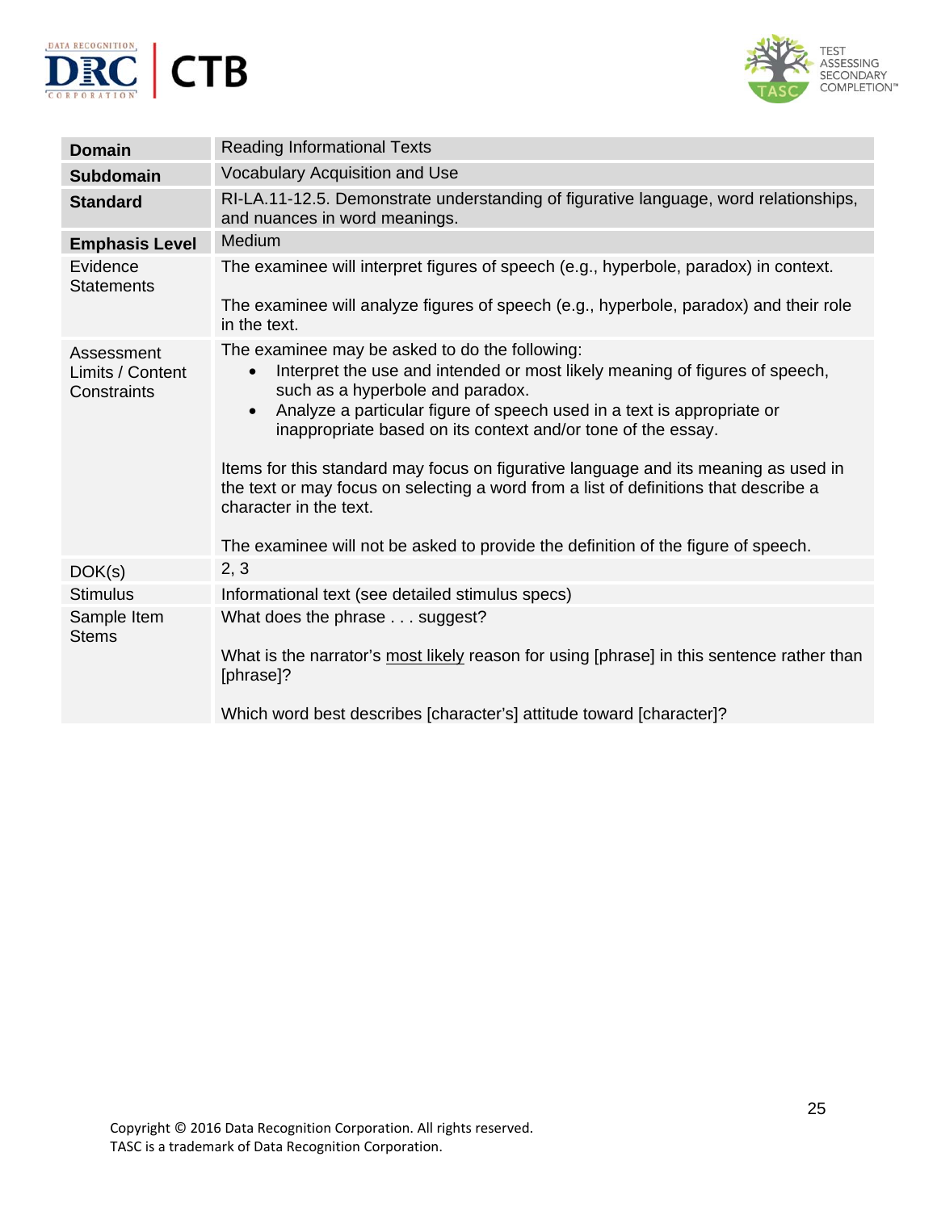| **Domain** | Reading Informational Texts |
|---|---|
| **Subdomain** | Vocabulary Acquisition and Use |
| **Standard** | RI-LA.11-12.5. Demonstrate understanding of figurative language, word relationships, and nuances in word meanings. |
| **Emphasis Level** | Medium |
| Evidence Statements | The examinee will interpret figures of speech (e.g., hyperbole, paradox) in context.<br><br>The examinee will analyze figures of speech (e.g., hyperbole, paradox) and their role in the text. |
| Assessment Limits / Content Constraints | The examinee may be asked to do the following:<br>• Interpret the use and intended or most likely meaning of figures of speech, such as a hyperbole and paradox.<br>• Analyze a particular figure of speech used in a text is appropriate or inappropriate based on its context and/or tone of the essay.<br><br>Items for this standard may focus on figurative language and its meaning as used in the text or may focus on selecting a word from a list of definitions that describe a character in the text.<br><br>The examinee will not be asked to provide the definition of the figure of speech. |
| DOK(s) | 2, 3 |
| Stimulus | Informational text (see detailed stimulus specs) |
| Sample Item Stems | What does the phrase . . . suggest?<br><br>What is the narrator's <u>most likely</u> reason for using [phrase] in this sentence rather than [phrase]?<br><br>Which word best describes [character's] attitude toward [character]? |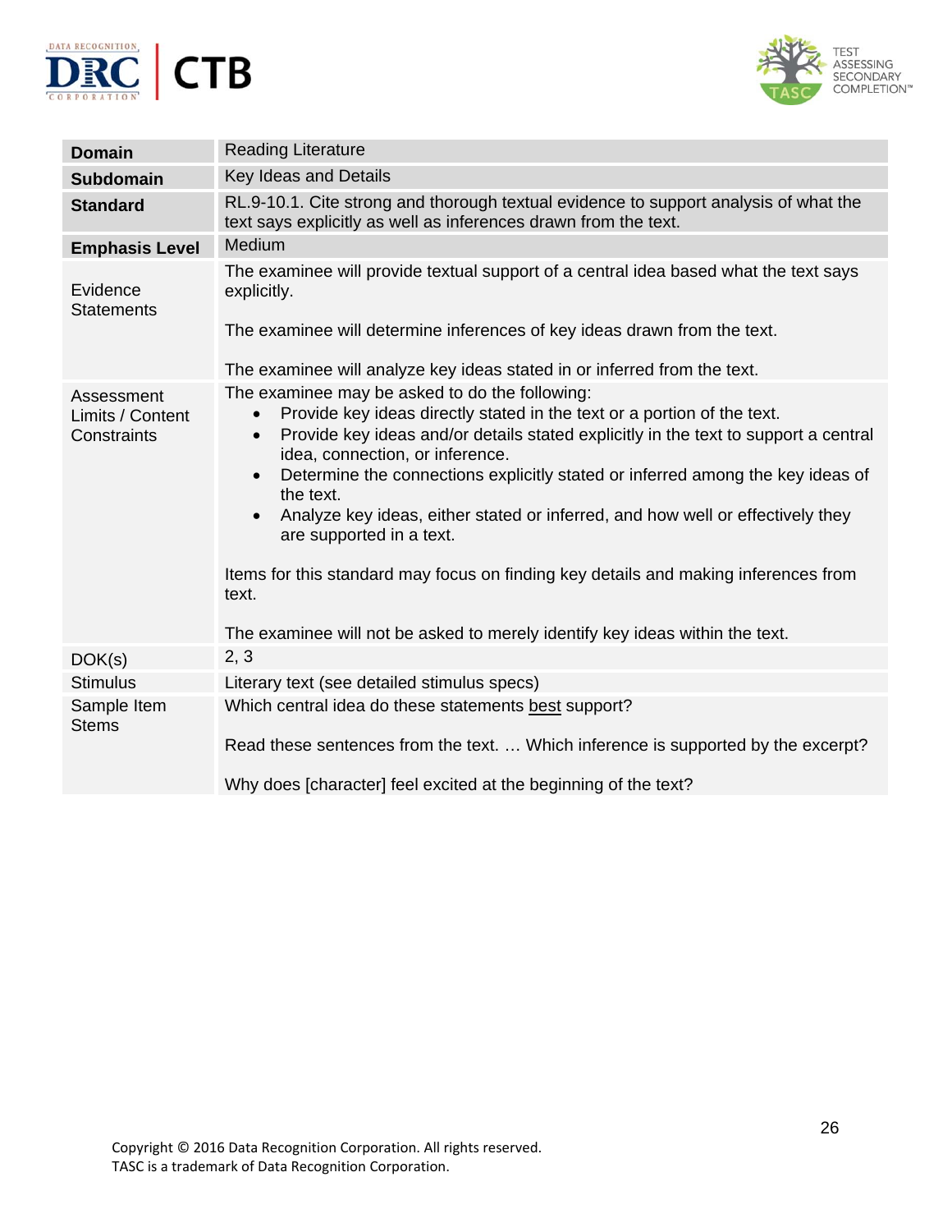| **Domain** | Reading Literature |
| --- | --- |
| **Subdomain** | Key Ideas and Details |
| **Standard** | RL.9-10.1. Cite strong and thorough textual evidence to support analysis of what the text says explicitly as well as inferences drawn from the text. |
| **Emphasis Level** | Medium |
| Evidence Statements | The examinee will provide textual support of a central idea based what the text says explicitly.<br><br>The examinee will determine inferences of key ideas drawn from the text.<br><br>The examinee will analyze key ideas stated in or inferred from the text. |
| Assessment Limits / Content Constraints | The examinee may be asked to do the following:<br>• Provide key ideas directly stated in the text or a portion of the text.<br>• Provide key ideas and/or details stated explicitly in the text to support a central idea, connection, or inference.<br>• Determine the connections explicitly stated or inferred among the key ideas of the text.<br>• Analyze key ideas, either stated or inferred, and how well or effectively they are supported in a text.<br><br>Items for this standard may focus on finding key details and making inferences from text.<br><br>The examinee will not be asked to merely identify key ideas within the text. |
| DOK(s) | 2, 3 |
| Stimulus | Literary text (see detailed stimulus specs) |
| Sample Item Stems | Which central idea do these statements best support?<br><br>Read these sentences from the text. … Which inference is supported by the excerpt?<br><br>Why does [character] feel excited at the beginning of the text? |

Copyright © 2016 Data Recognition Corporation. All rights reserved.
TASC is a trademark of Data Recognition Corporation.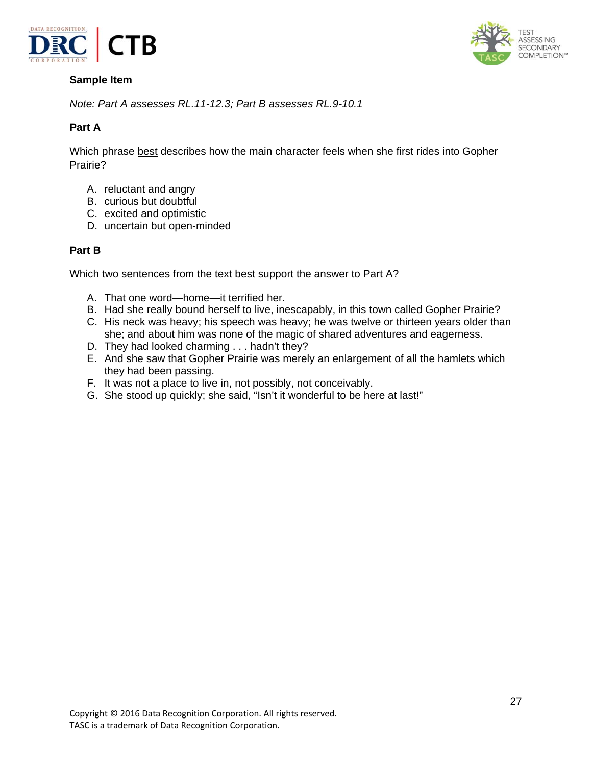**Sample Item**

*Note: Part A assesses RL.11-12.3; Part B assesses RL.9-10.1*

**Part A**

Which phrase <u>best</u> describes how the main character feels when she first rides into Gopher Prairie?

A. reluctant and angry
B. curious but doubtful
C. excited and optimistic
D. uncertain but open-minded

**Part B**

Which <u>two</u> sentences from the text <u>best</u> support the answer to Part A?

A. That one word—home—it terrified her.
B. Had she really bound herself to live, inescapably, in this town called Gopher Prairie?
C. His neck was heavy; his speech was heavy; he was twelve or thirteen years older than she; and about him was none of the magic of shared adventures and eagerness.
D. They had looked charming . . . hadn't they?
E. And she saw that Gopher Prairie was merely an enlargement of all the hamlets which they had been passing.
F. It was not a place to live in, not possibly, not conceivably.
G. She stood up quickly; she said, "Isn't it wonderful to be here at last!"

Copyright © 2016 Data Recognition Corporation. All rights reserved.
TASC is a trademark of Data Recognition Corporation.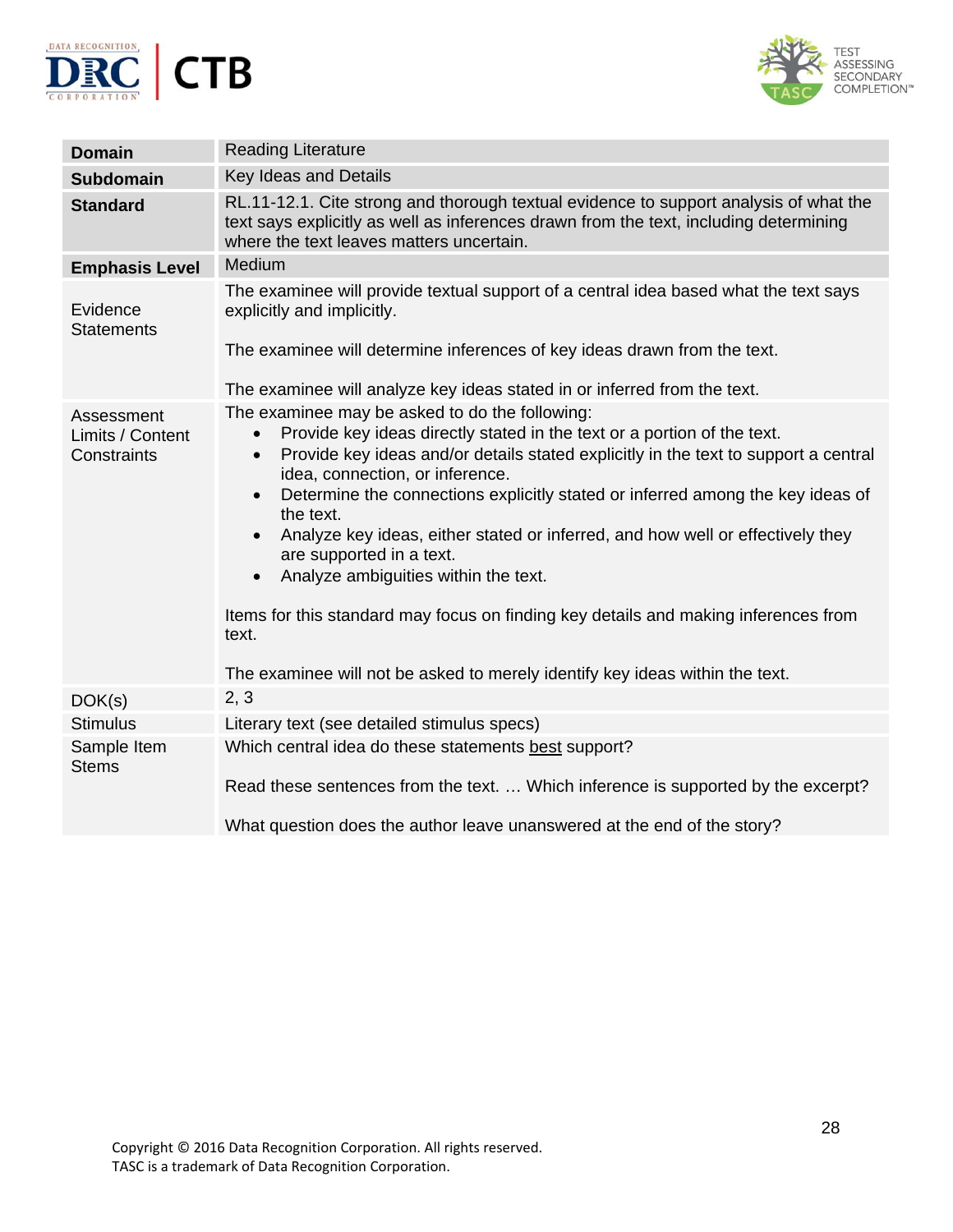| **Domain** | Reading Literature |
|---|---|
| **Subdomain** | Key Ideas and Details |
| **Standard** | RL.11-12.1. Cite strong and thorough textual evidence to support analysis of what the text says explicitly as well as inferences drawn from the text, including determining where the text leaves matters uncertain. |
| **Emphasis Level** | Medium |
| Evidence Statements | The examinee will provide textual support of a central idea based what the text says explicitly and implicitly.<br><br>The examinee will determine inferences of key ideas drawn from the text.<br><br>The examinee will analyze key ideas stated in or inferred from the text. |
| Assessment Limits / Content Constraints | The examinee may be asked to do the following:<br>• Provide key ideas directly stated in the text or a portion of the text.<br>• Provide key ideas and/or details stated explicitly in the text to support a central idea, connection, or inference.<br>• Determine the connections explicitly stated or inferred among the key ideas of the text.<br>• Analyze key ideas, either stated or inferred, and how well or effectively they are supported in a text.<br>• Analyze ambiguities within the text.<br><br>Items for this standard may focus on finding key details and making inferences from text.<br><br>The examinee will not be asked to merely identify key ideas within the text. |
| DOK(s) | 2, 3 |
| Stimulus | Literary text (see detailed stimulus specs) |
| Sample Item Stems | Which central idea do these statements best support?<br><br>Read these sentences from the text. … Which inference is supported by the excerpt?<br><br>What question does the author leave unanswered at the end of the story? |

Copyright © 2016 Data Recognition Corporation. All rights reserved.
TASC is a trademark of Data Recognition Corporation.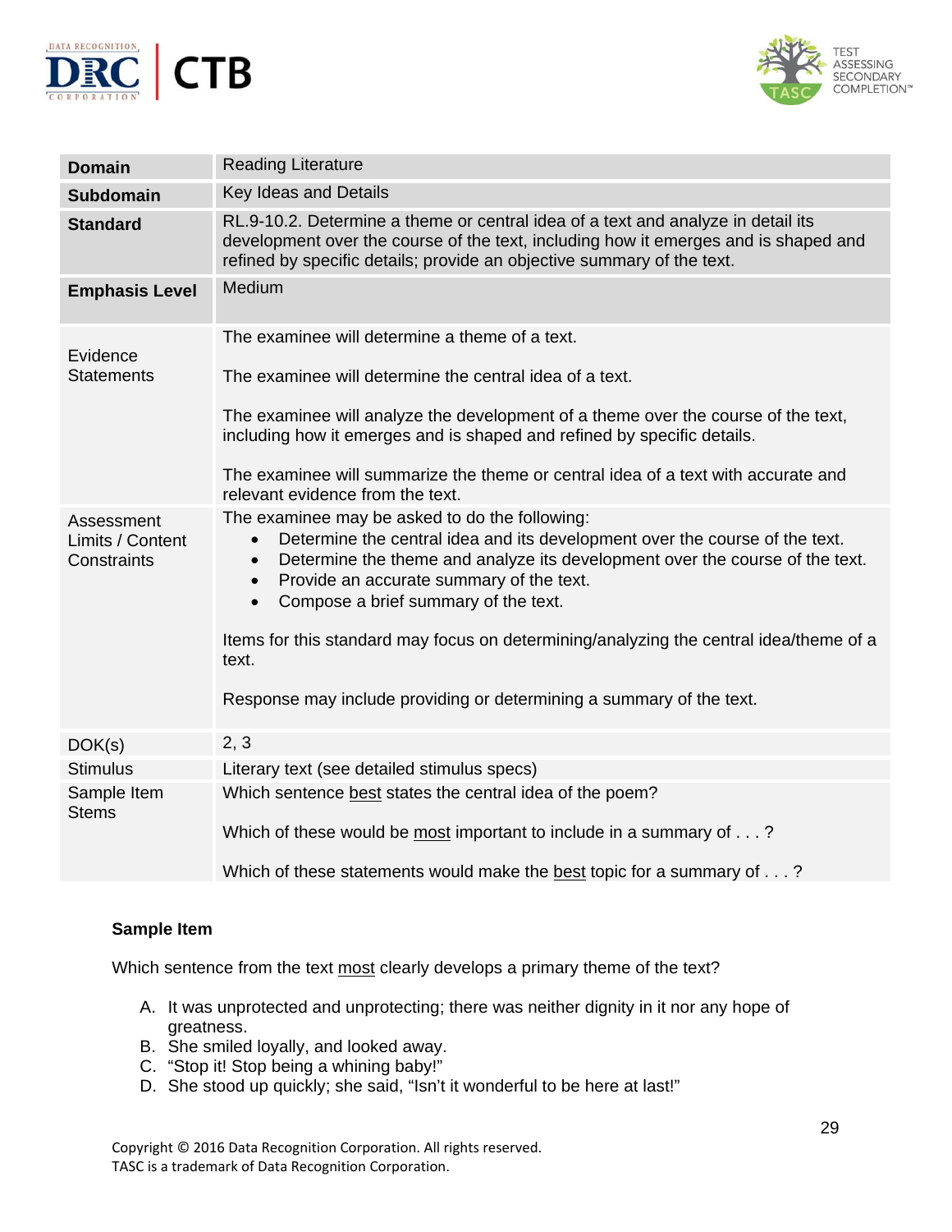| Domain | Reading Literature |
|---|---|
| Subdomain | Key Ideas and Details |
| Standard | RL.9-10.2. Determine a theme or central idea of a text and analyze in detail its development over the course of the text, including how it emerges and is shaped and refined by specific details; provide an objective summary of the text. |
| Emphasis Level | Medium |
| Evidence Statements | The examinee will determine a theme of a text.<br><br>The examinee will determine the central idea of a text.<br><br>The examinee will analyze the development of a theme over the course of the text, including how it emerges and is shaped and refined by specific details.<br><br>The examinee will summarize the theme or central idea of a text with accurate and relevant evidence from the text. |
| Assessment Limits / Content Constraints | The examinee may be asked to do the following:<br>• Determine the central idea and its development over the course of the text.<br>• Determine the theme and analyze its development over the course of the text.<br>• Provide an accurate summary of the text.<br>• Compose a brief summary of the text.<br><br>Items for this standard may focus on determining/analyzing the central idea/theme of a text.<br><br>Response may include providing or determining a summary of the text. |
| DOK(s) | 2, 3 |
| Stimulus | Literary text (see detailed stimulus specs) |
| Sample Item Stems | Which sentence <u>best</u> states the central idea of the poem?<br><br>Which of these would be <u>most</u> important to include in a summary of . . . ?<br><br>Which of these statements would make the <u>best</u> topic for a summary of . . . ? |

**Sample Item**

Which sentence from the text <u>most</u> clearly develops a primary theme of the text?

A. It was unprotected and unprotecting; there was neither dignity in it nor any hope of greatness.
B. She smiled loyally, and looked away.
C. "Stop it! Stop being a whining baby!"
D. She stood up quickly; she said, "Isn't it wonderful to be here at last!"

Copyright © 2016 Data Recognition Corporation. All rights reserved.
TASC is a trademark of Data Recognition Corporation.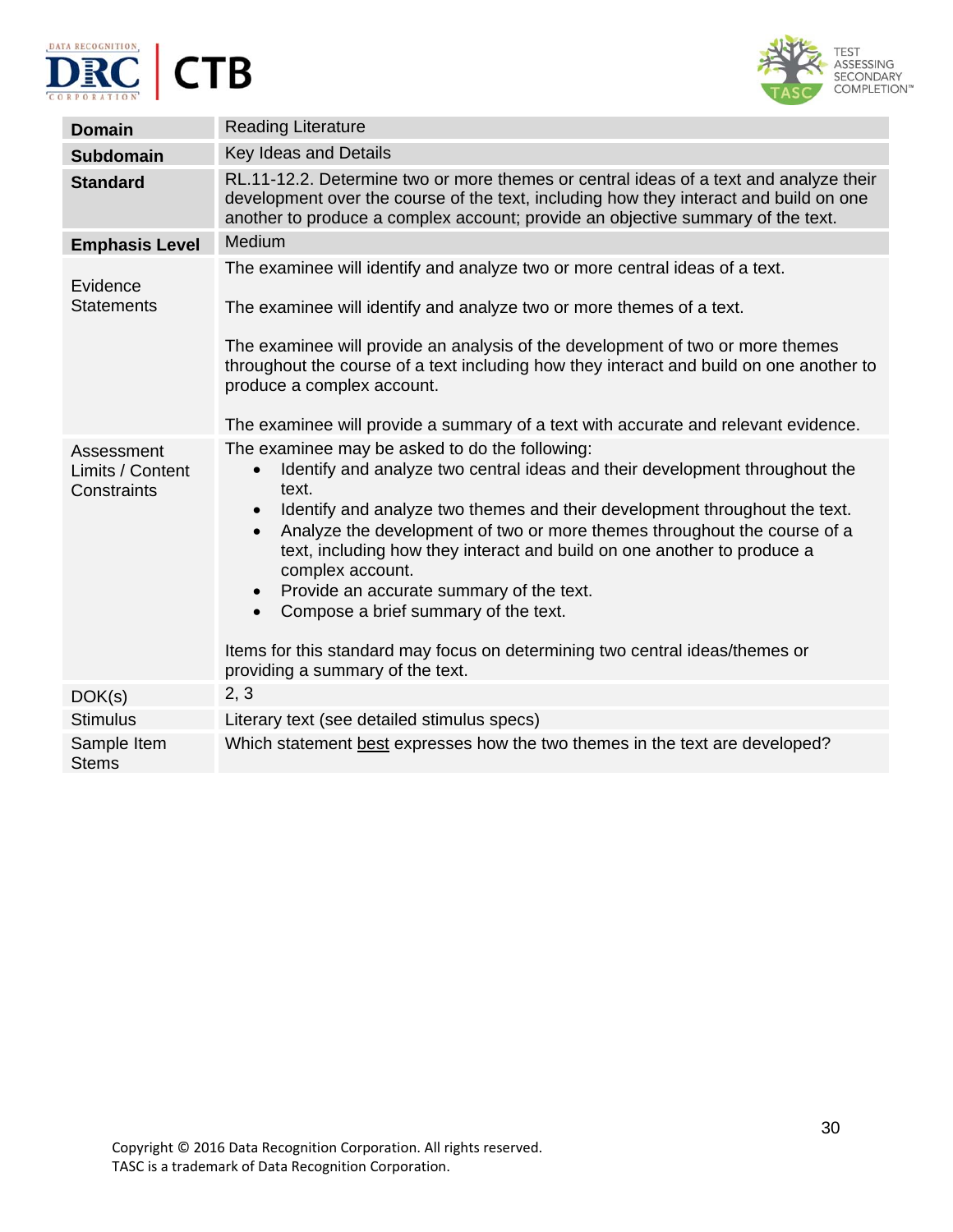| **Domain** | Reading Literature |
|---|---|
| **Subdomain** | Key Ideas and Details |
| **Standard** | RL.11-12.2. Determine two or more themes or central ideas of a text and analyze their development over the course of the text, including how they interact and build on one another to produce a complex account; provide an objective summary of the text. |
| **Emphasis Level** | Medium |
| Evidence Statements | The examinee will identify and analyze two or more central ideas of a text.<br><br>The examinee will identify and analyze two or more themes of a text.<br><br>The examinee will provide an analysis of the development of two or more themes throughout the course of a text including how they interact and build on one another to produce a complex account.<br><br>The examinee will provide a summary of a text with accurate and relevant evidence. |
| Assessment Limits / Content Constraints | The examinee may be asked to do the following:<br>• Identify and analyze two central ideas and their development throughout the text.<br>• Identify and analyze two themes and their development throughout the text.<br>• Analyze the development of two or more themes throughout the course of a text, including how they interact and build on one another to produce a complex account.<br>• Provide an accurate summary of the text.<br>• Compose a brief summary of the text.<br><br>Items for this standard may focus on determining two central ideas/themes or providing a summary of the text. |
| DOK(s) | 2, 3 |
| Stimulus | Literary text (see detailed stimulus specs) |
| Sample Item Stems | Which statement <u>best</u> expresses how the two themes in the text are developed? |

Copyright © 2016 Data Recognition Corporation. All rights reserved.
TASC is a trademark of Data Recognition Corporation.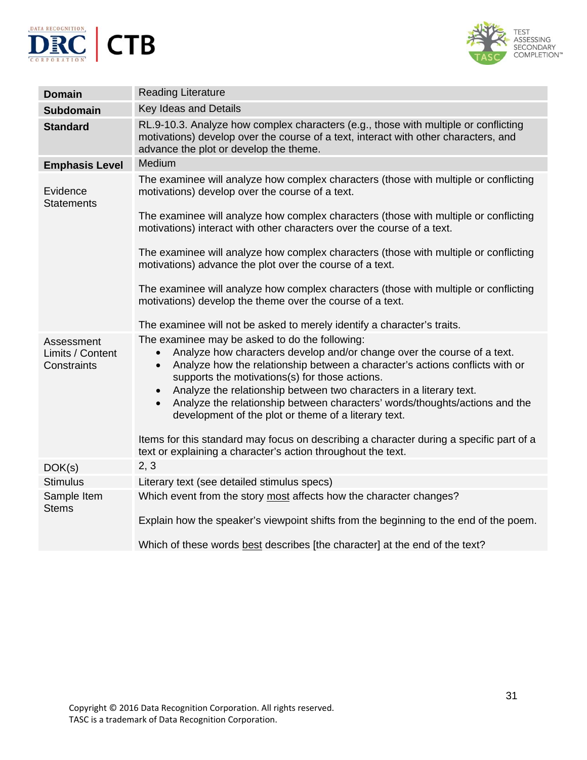| Domain | Reading Literature |
|---|---|
| **Subdomain** | Key Ideas and Details |
| **Standard** | RL.9-10.3. Analyze how complex characters (e.g., those with multiple or conflicting motivations) develop over the course of a text, interact with other characters, and advance the plot or develop the theme. |
| **Emphasis Level** | Medium |
| Evidence Statements | The examinee will analyze how complex characters (those with multiple or conflicting motivations) develop over the course of a text.<br><br>The examinee will analyze how complex characters (those with multiple or conflicting motivations) interact with other characters over the course of a text.<br><br>The examinee will analyze how complex characters (those with multiple or conflicting motivations) advance the plot over the course of a text.<br><br>The examinee will analyze how complex characters (those with multiple or conflicting motivations) develop the theme over the course of a text.<br><br>The examinee will not be asked to merely identify a character's traits. |
| Assessment Limits / Content Constraints | The examinee may be asked to do the following:<br>• Analyze how characters develop and/or change over the course of a text.<br>• Analyze how the relationship between a character's actions conflicts with or supports the motivations(s) for those actions.<br>• Analyze the relationship between two characters in a literary text.<br>• Analyze the relationship between characters' words/thoughts/actions and the development of the plot or theme of a literary text.<br><br>Items for this standard may focus on describing a character during a specific part of a text or explaining a character's action throughout the text. |
| DOK(s) | 2, 3 |
| Stimulus | Literary text (see detailed stimulus specs) |
| Sample Item Stems | Which event from the story <u>most</u> affects how the character changes?<br><br>Explain how the speaker's viewpoint shifts from the beginning to the end of the poem.<br><br>Which of these words <u>best</u> describes [the character] at the end of the text? |

Copyright © 2016 Data Recognition Corporation. All rights reserved.
TASC is a trademark of Data Recognition Corporation.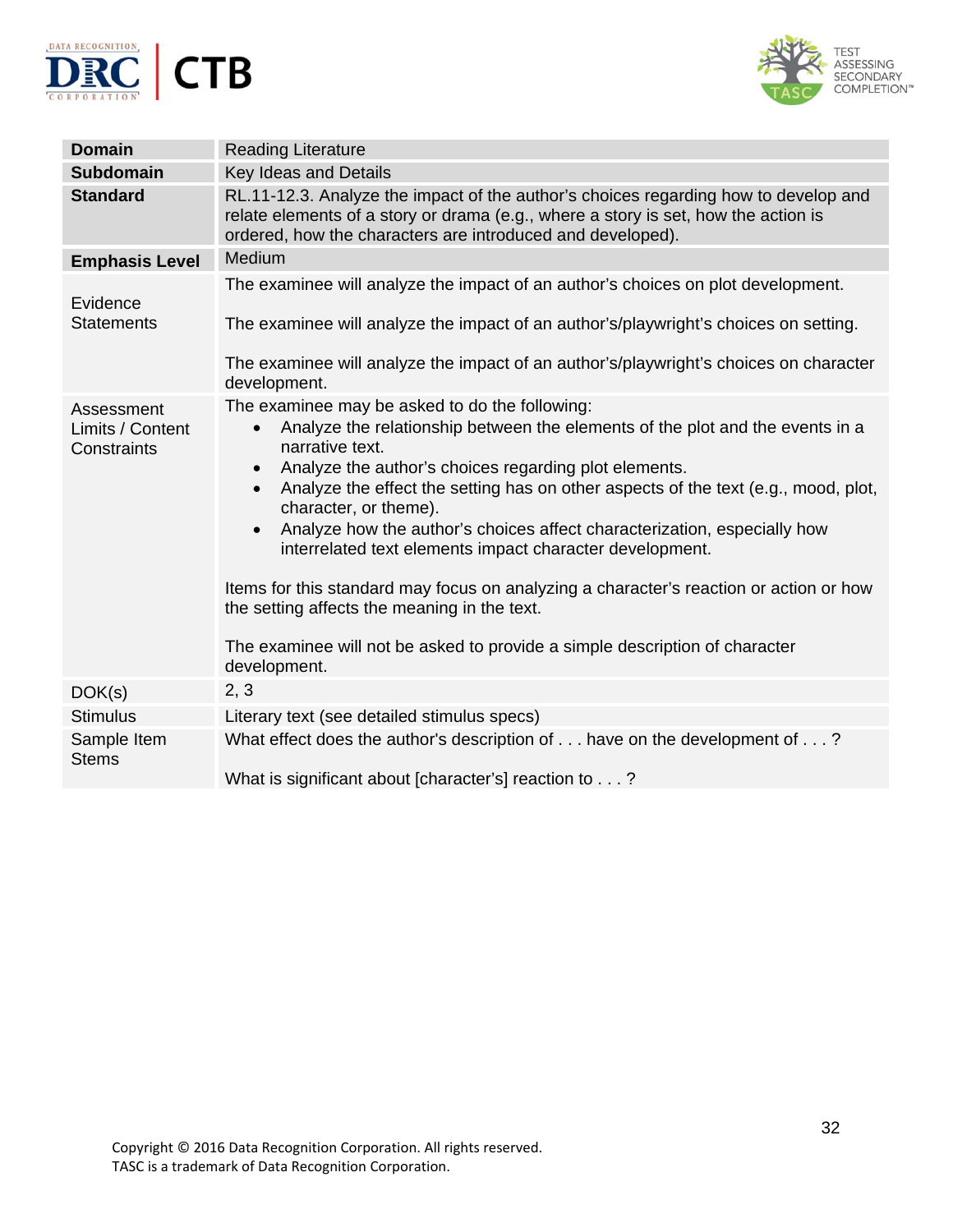| **Domain** | Reading Literature |
|---|---|
| **Subdomain** | Key Ideas and Details |
| **Standard** | RL.11-12.3. Analyze the impact of the author's choices regarding how to develop and relate elements of a story or drama (e.g., where a story is set, how the action is ordered, how the characters are introduced and developed). |
| **Emphasis Level** | Medium |
| Evidence Statements | The examinee will analyze the impact of an author's choices on plot development.<br><br>The examinee will analyze the impact of an author's/playwright's choices on setting.<br><br>The examinee will analyze the impact of an author's/playwright's choices on character development. |
| Assessment Limits / Content Constraints | The examinee may be asked to do the following:<br>• Analyze the relationship between the elements of the plot and the events in a narrative text.<br>• Analyze the author's choices regarding plot elements.<br>• Analyze the effect the setting has on other aspects of the text (e.g., mood, plot, character, or theme).<br>• Analyze how the author's choices affect characterization, especially how interrelated text elements impact character development.<br><br>Items for this standard may focus on analyzing a character's reaction or action or how the setting affects the meaning in the text.<br><br>The examinee will not be asked to provide a simple description of character development. |
| DOK(s) | 2, 3 |
| Stimulus | Literary text (see detailed stimulus specs) |
| Sample Item Stems | What effect does the author's description of . . . have on the development of . . . ?<br><br>What is significant about [character's] reaction to . . . ? |

Copyright © 2016 Data Recognition Corporation. All rights reserved.
TASC is a trademark of Data Recognition Corporation.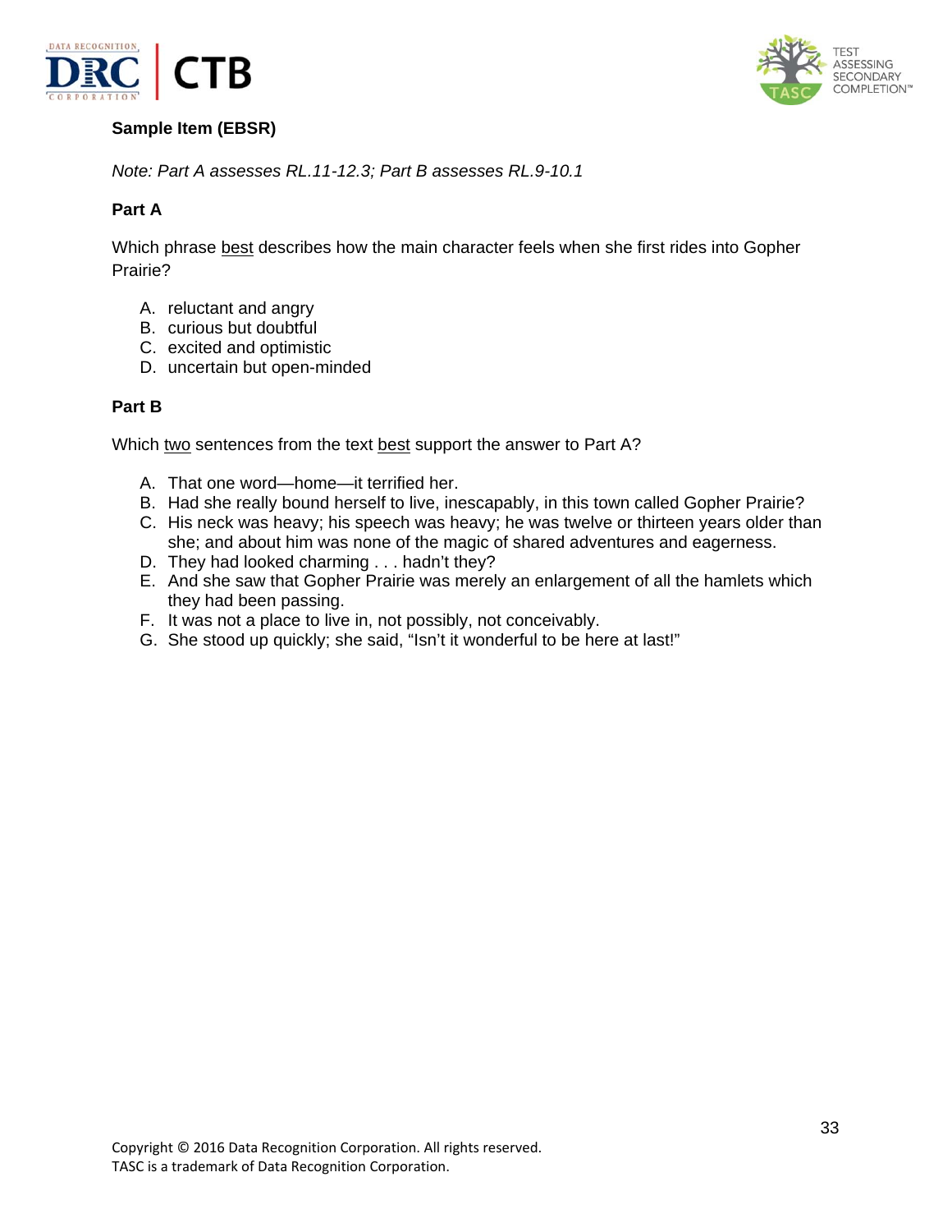**Sample Item (EBSR)**

*Note: Part A assesses RL.11-12.3; Part B assesses RL.9-10.1*

**Part A**

Which phrase best describes how the main character feels when she first rides into Gopher Prairie?

A. reluctant and angry
B. curious but doubtful
C. excited and optimistic
D. uncertain but open-minded

**Part B**

Which two sentences from the text best support the answer to Part A?

A. That one word—home—it terrified her.
B. Had she really bound herself to live, inescapably, in this town called Gopher Prairie?
C. His neck was heavy; his speech was heavy; he was twelve or thirteen years older than she; and about him was none of the magic of shared adventures and eagerness.
D. They had looked charming . . . hadn't they?
E. And she saw that Gopher Prairie was merely an enlargement of all the hamlets which they had been passing.
F. It was not a place to live in, not possibly, not conceivably.
G. She stood up quickly; she said, "Isn't it wonderful to be here at last!"

Copyright © 2016 Data Recognition Corporation. All rights reserved.
TASC is a trademark of Data Recognition Corporation.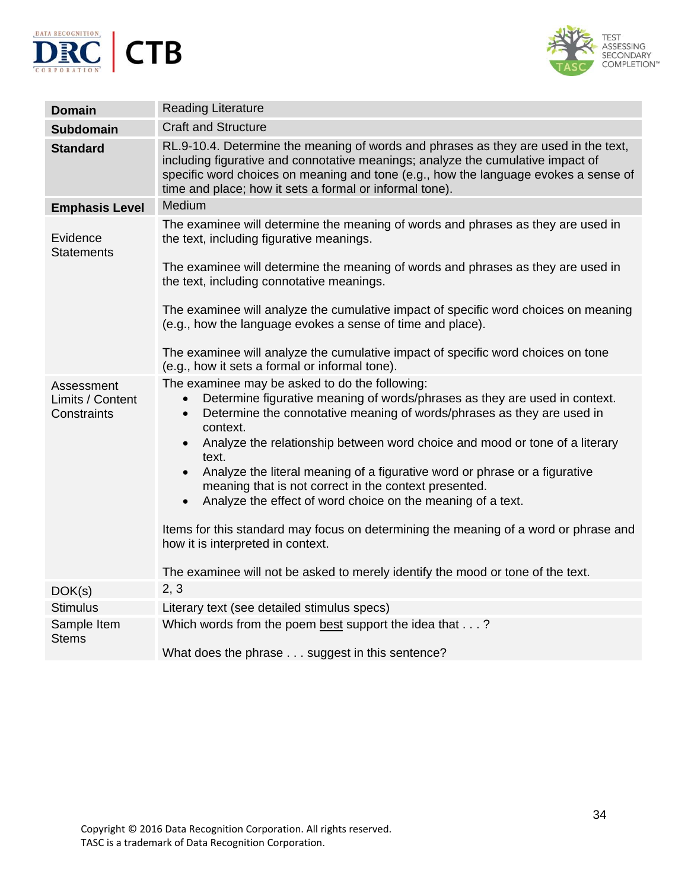| **Domain** | Reading Literature |
|---|---|
| **Subdomain** | Craft and Structure |
| **Standard** | RL.9-10.4. Determine the meaning of words and phrases as they are used in the text, including figurative and connotative meanings; analyze the cumulative impact of specific word choices on meaning and tone (e.g., how the language evokes a sense of time and place; how it sets a formal or informal tone). |
| **Emphasis Level** | Medium |
| Evidence Statements | The examinee will determine the meaning of words and phrases as they are used in the text, including figurative meanings.<br><br>The examinee will determine the meaning of words and phrases as they are used in the text, including connotative meanings.<br><br>The examinee will analyze the cumulative impact of specific word choices on meaning (e.g., how the language evokes a sense of time and place).<br><br>The examinee will analyze the cumulative impact of specific word choices on tone (e.g., how it sets a formal or informal tone). |
| Assessment Limits / Content Constraints | The examinee may be asked to do the following:<br>• Determine figurative meaning of words/phrases as they are used in context.<br>• Determine the connotative meaning of words/phrases as they are used in context.<br>• Analyze the relationship between word choice and mood or tone of a literary text.<br>• Analyze the literal meaning of a figurative word or phrase or a figurative meaning that is not correct in the context presented.<br>• Analyze the effect of word choice on the meaning of a text.<br><br>Items for this standard may focus on determining the meaning of a word or phrase and how it is interpreted in context.<br><br>The examinee will not be asked to merely identify the mood or tone of the text. |
| DOK(s) | 2, 3 |
| Stimulus | Literary text (see detailed stimulus specs) |
| Sample Item Stems | Which words from the poem <u>best</u> support the idea that . . . ?<br><br>What does the phrase . . . suggest in this sentence? |

Copyright © 2016 Data Recognition Corporation. All rights reserved.
TASC is a trademark of Data Recognition Corporation.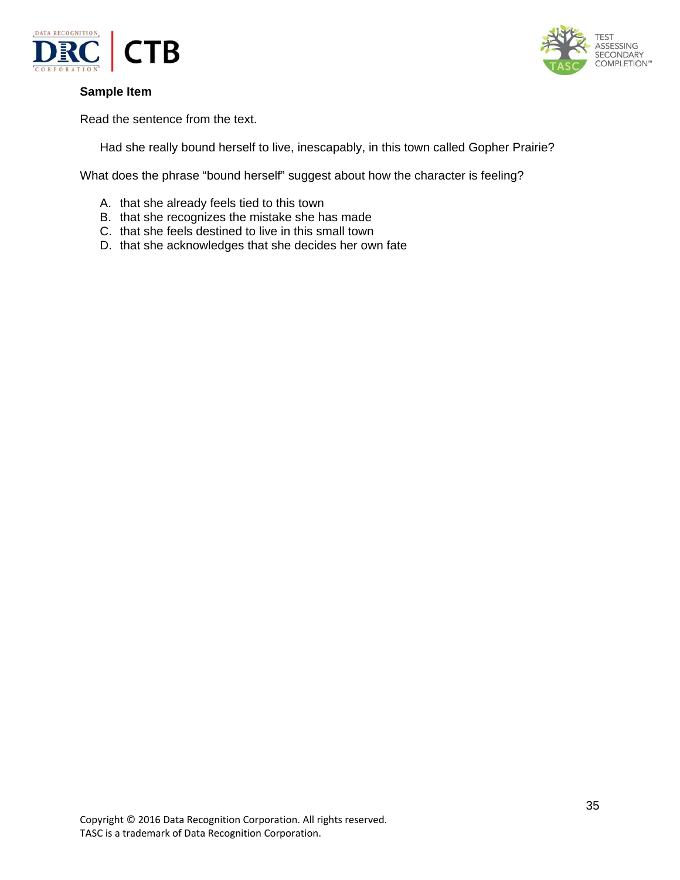**Sample Item**

Read the sentence from the text.

> Had she really bound herself to live, inescapably, in this town called Gopher Prairie?

What does the phrase “bound herself” suggest about how the character is feeling?

A. that she already feels tied to this town
B. that she recognizes the mistake she has made
C. that she feels destined to live in this small town
D. that she acknowledges that she decides her own fate

Copyright © 2016 Data Recognition Corporation. All rights reserved.
TASC is a trademark of Data Recognition Corporation.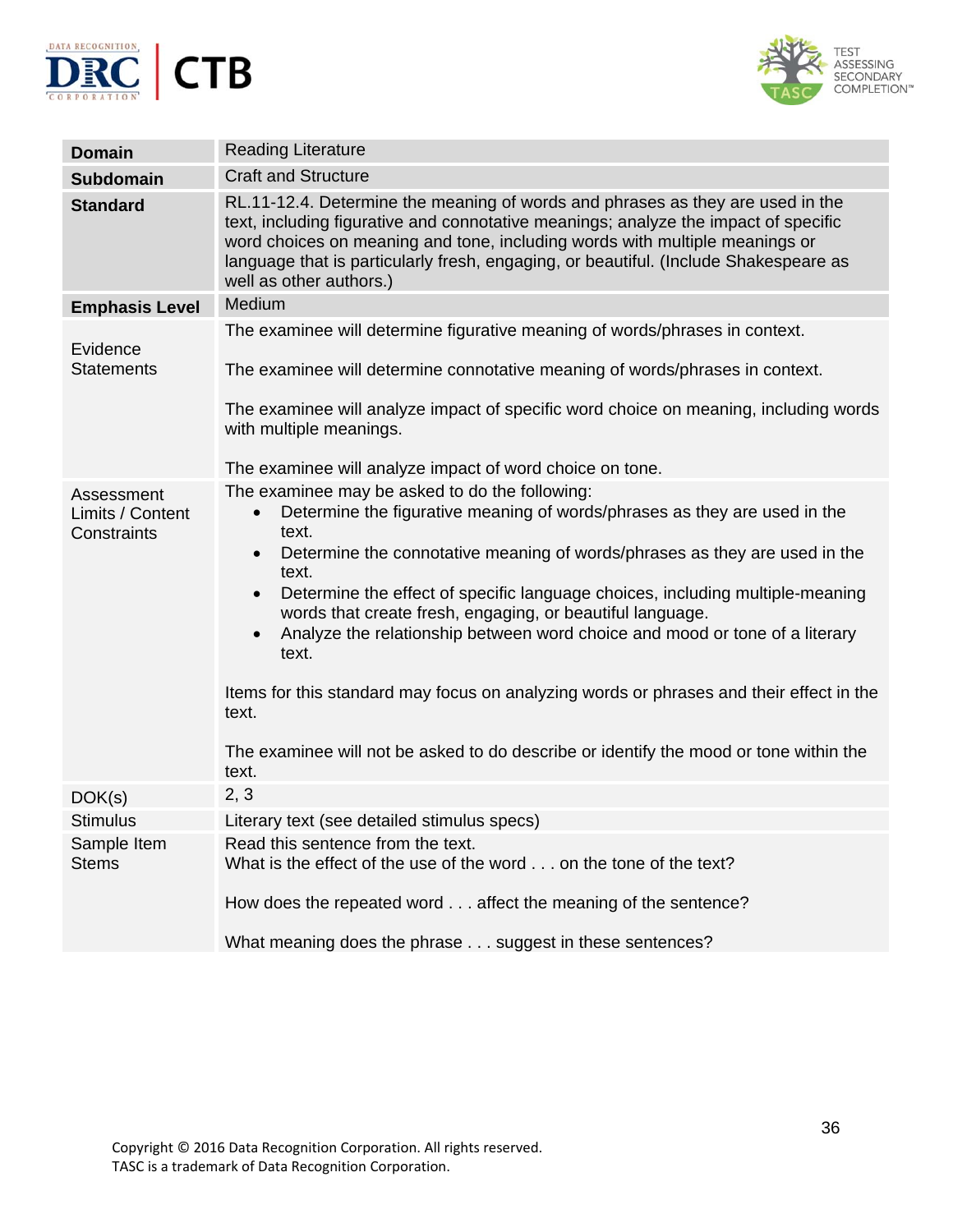| **Domain** | Reading Literature |
|---|---|
| **Subdomain** | Craft and Structure |
| **Standard** | RL.11-12.4. Determine the meaning of words and phrases as they are used in the text, including figurative and connotative meanings; analyze the impact of specific word choices on meaning and tone, including words with multiple meanings or language that is particularly fresh, engaging, or beautiful. (Include Shakespeare as well as other authors.) |
| **Emphasis Level** | Medium |
| Evidence Statements | The examinee will determine figurative meaning of words/phrases in context.<br><br>The examinee will determine connotative meaning of words/phrases in context.<br><br>The examinee will analyze impact of specific word choice on meaning, including words with multiple meanings.<br><br>The examinee will analyze impact of word choice on tone. |
| Assessment Limits / Content Constraints | The examinee may be asked to do the following:<br>• Determine the figurative meaning of words/phrases as they are used in the text.<br>• Determine the connotative meaning of words/phrases as they are used in the text.<br>• Determine the effect of specific language choices, including multiple-meaning words that create fresh, engaging, or beautiful language.<br>• Analyze the relationship between word choice and mood or tone of a literary text.<br><br>Items for this standard may focus on analyzing words or phrases and their effect in the text.<br><br>The examinee will not be asked to do describe or identify the mood or tone within the text. |
| DOK(s) | 2, 3 |
| Stimulus | Literary text (see detailed stimulus specs) |
| Sample Item Stems | Read this sentence from the text.<br>What is the effect of the use of the word . . . on the tone of the text?<br><br>How does the repeated word . . . affect the meaning of the sentence?<br><br>What meaning does the phrase . . . suggest in these sentences? |

Copyright © 2016 Data Recognition Corporation. All rights reserved.
TASC is a trademark of Data Recognition Corporation.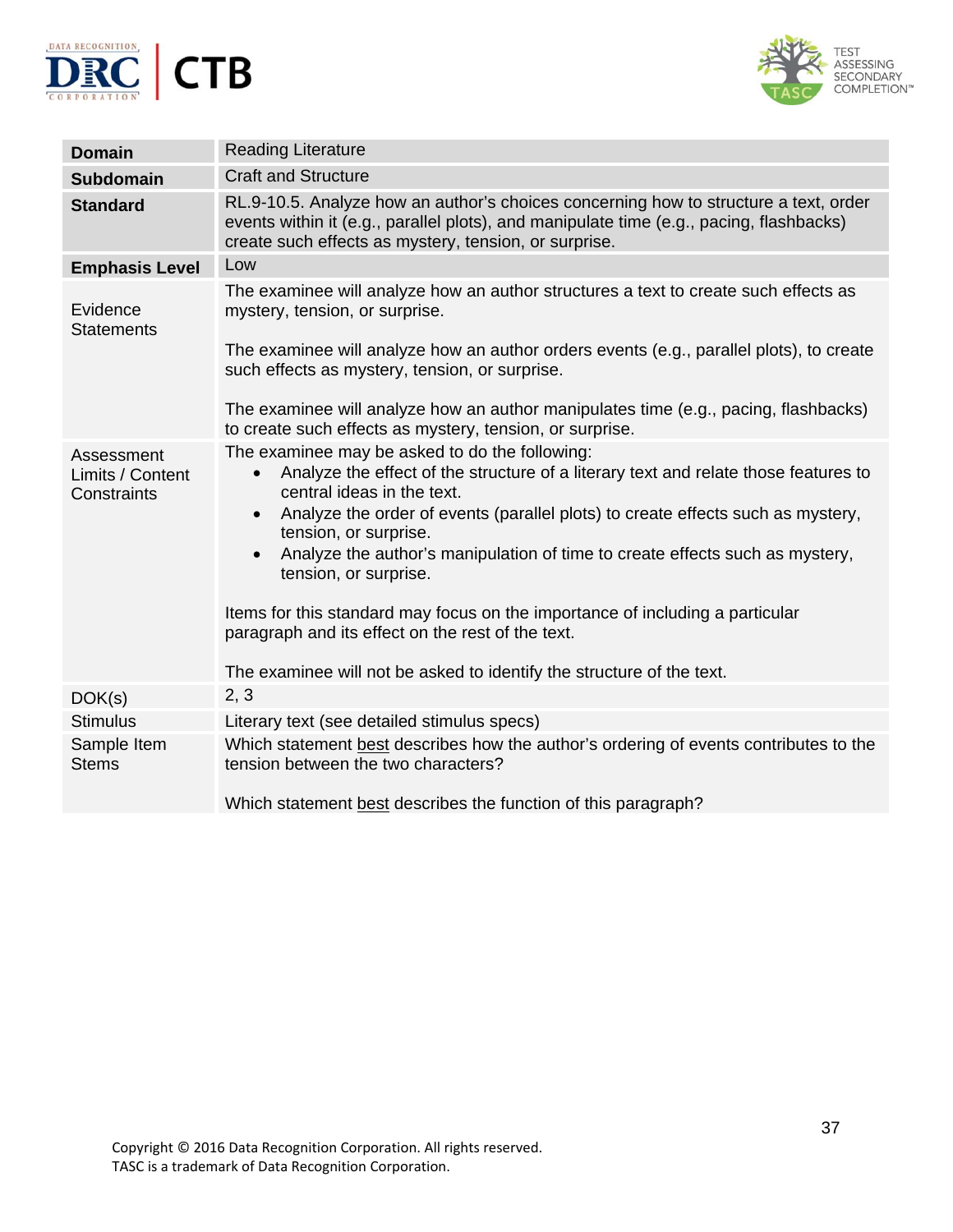| **Domain** | Reading Literature |
|---|---|
| **Subdomain** | Craft and Structure |
| **Standard** | RL.9-10.5. Analyze how an author's choices concerning how to structure a text, order events within it (e.g., parallel plots), and manipulate time (e.g., pacing, flashbacks) create such effects as mystery, tension, or surprise. |
| **Emphasis Level** | Low |
| Evidence Statements | The examinee will analyze how an author structures a text to create such effects as mystery, tension, or surprise.<br><br>The examinee will analyze how an author orders events (e.g., parallel plots), to create such effects as mystery, tension, or surprise.<br><br>The examinee will analyze how an author manipulates time (e.g., pacing, flashbacks) to create such effects as mystery, tension, or surprise. |
| Assessment Limits / Content Constraints | The examinee may be asked to do the following:<br>• Analyze the effect of the structure of a literary text and relate those features to central ideas in the text.<br>• Analyze the order of events (parallel plots) to create effects such as mystery, tension, or surprise.<br>• Analyze the author's manipulation of time to create effects such as mystery, tension, or surprise.<br><br>Items for this standard may focus on the importance of including a particular paragraph and its effect on the rest of the text.<br><br>The examinee will not be asked to identify the structure of the text. |
| DOK(s) | 2, 3 |
| Stimulus | Literary text (see detailed stimulus specs) |
| Sample Item Stems | Which statement <u>best</u> describes how the author's ordering of events contributes to the tension between the two characters?<br><br>Which statement <u>best</u> describes the function of this paragraph? |

Copyright © 2016 Data Recognition Corporation. All rights reserved.
TASC is a trademark of Data Recognition Corporation.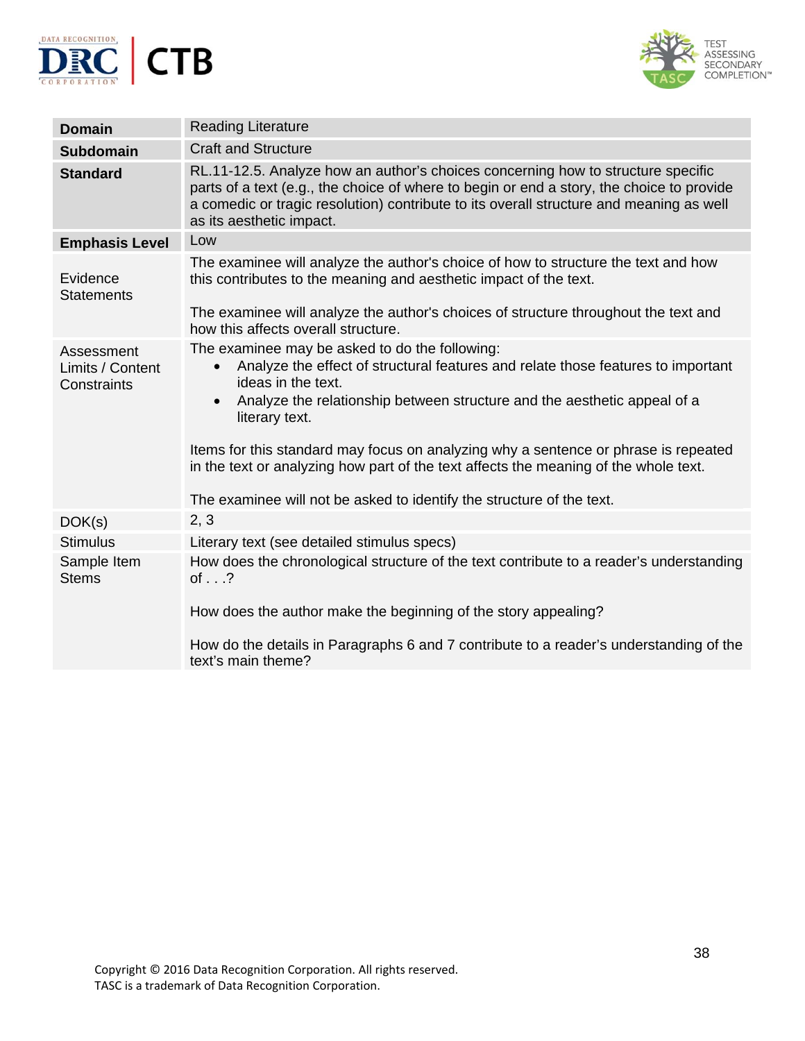| **Domain** | Reading Literature |
|---|---|
| **Subdomain** | Craft and Structure |
| **Standard** | RL.11-12.5. Analyze how an author's choices concerning how to structure specific parts of a text (e.g., the choice of where to begin or end a story, the choice to provide a comedic or tragic resolution) contribute to its overall structure and meaning as well as its aesthetic impact. |
| **Emphasis Level** | Low |
| Evidence Statements | The examinee will analyze the author's choice of how to structure the text and how this contributes to the meaning and aesthetic impact of the text.<br><br>The examinee will analyze the author's choices of structure throughout the text and how this affects overall structure. |
| Assessment Limits / Content Constraints | The examinee may be asked to do the following:<br>• Analyze the effect of structural features and relate those features to important ideas in the text.<br>• Analyze the relationship between structure and the aesthetic appeal of a literary text.<br><br>Items for this standard may focus on analyzing why a sentence or phrase is repeated in the text or analyzing how part of the text affects the meaning of the whole text.<br><br>The examinee will not be asked to identify the structure of the text. |
| DOK(s) | 2, 3 |
| Stimulus | Literary text (see detailed stimulus specs) |
| Sample Item Stems | How does the chronological structure of the text contribute to a reader's understanding of . . .?<br><br>How does the author make the beginning of the story appealing?<br><br>How do the details in Paragraphs 6 and 7 contribute to a reader's understanding of the text's main theme? |

Copyright © 2016 Data Recognition Corporation. All rights reserved.
TASC is a trademark of Data Recognition Corporation.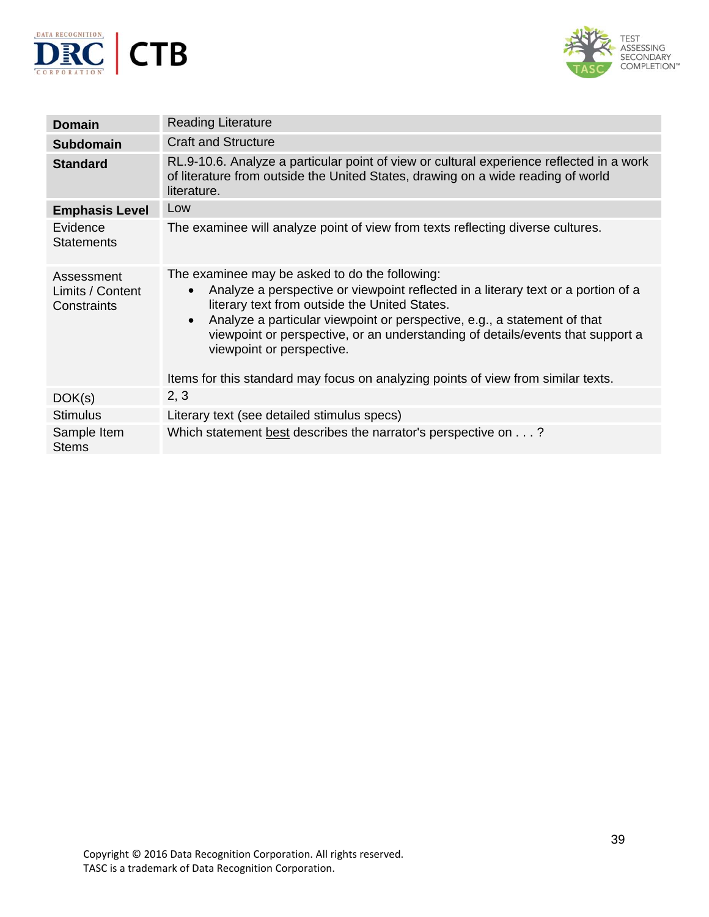| **Domain** | Reading Literature |
|---|---|
| **Subdomain** | Craft and Structure |
| **Standard** | RL.9-10.6. Analyze a particular point of view or cultural experience reflected in a work of literature from outside the United States, drawing on a wide reading of world literature. |
| **Emphasis Level** | Low |
| Evidence Statements | The examinee will analyze point of view from texts reflecting diverse cultures. |
| Assessment Limits / Content Constraints | The examinee may be asked to do the following:<br>• Analyze a perspective or viewpoint reflected in a literary text or a portion of a literary text from outside the United States.<br>• Analyze a particular viewpoint or perspective, e.g., a statement of that viewpoint or perspective, or an understanding of details/events that support a viewpoint or perspective.<br><br>Items for this standard may focus on analyzing points of view from similar texts. |
| DOK(s) | 2, 3 |
| Stimulus | Literary text (see detailed stimulus specs) |
| Sample Item Stems | Which statement best describes the narrator's perspective on . . . ? |

Copyright © 2016 Data Recognition Corporation. All rights reserved.
TASC is a trademark of Data Recognition Corporation.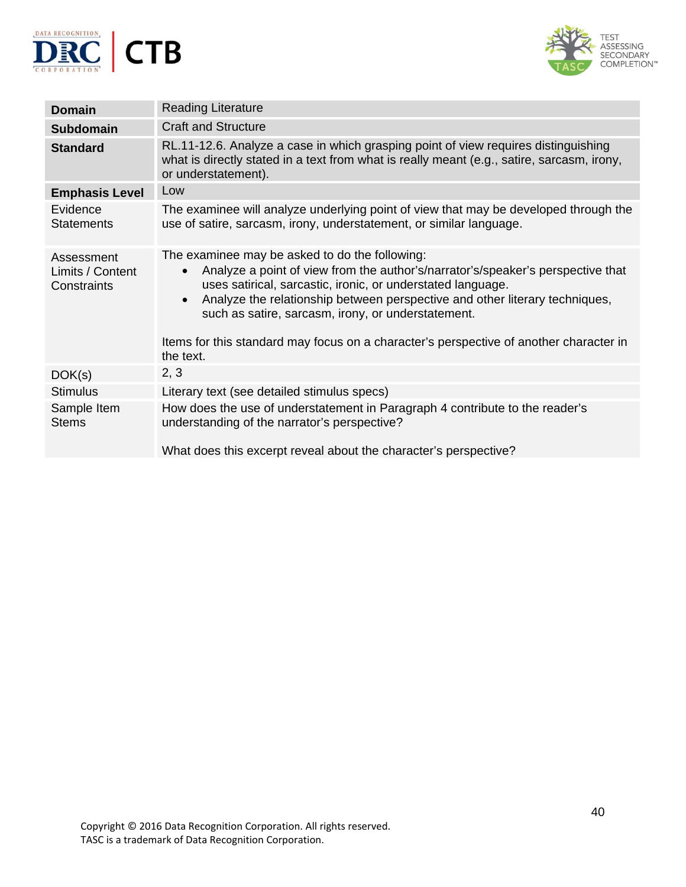| | |
|---|---|
| **Domain** | Reading Literature |
| **Subdomain** | Craft and Structure |
| **Standard** | RL.11-12.6. Analyze a case in which grasping point of view requires distinguishing what is directly stated in a text from what is really meant (e.g., satire, sarcasm, irony, or understatement). |
| **Emphasis Level** | Low |
| Evidence Statements | The examinee will analyze underlying point of view that may be developed through the use of satire, sarcasm, irony, understatement, or similar language. |
| Assessment Limits / Content Constraints | The examinee may be asked to do the following:<br>• Analyze a point of view from the author's/narrator's/speaker's perspective that uses satirical, sarcastic, ironic, or understated language.<br>• Analyze the relationship between perspective and other literary techniques, such as satire, sarcasm, irony, or understatement.<br><br>Items for this standard may focus on a character's perspective of another character in the text. |
| DOK(s) | 2, 3 |
| Stimulus | Literary text (see detailed stimulus specs) |
| Sample Item Stems | How does the use of understatement in Paragraph 4 contribute to the reader's understanding of the narrator's perspective?<br><br>What does this excerpt reveal about the character's perspective? |

Copyright © 2016 Data Recognition Corporation. All rights reserved.
TASC is a trademark of Data Recognition Corporation.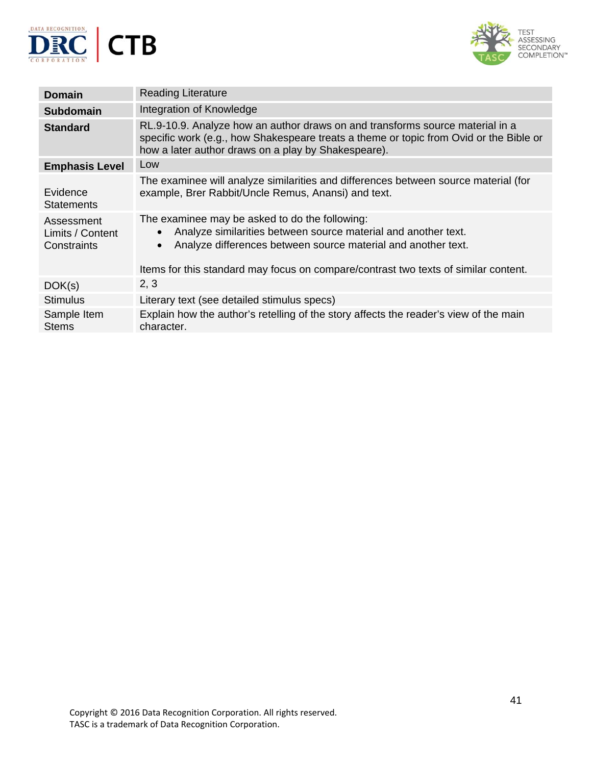| **Domain** | Reading Literature |
|---|---|
| **Subdomain** | Integration of Knowledge |
| **Standard** | RL.9-10.9. Analyze how an author draws on and transforms source material in a specific work (e.g., how Shakespeare treats a theme or topic from Ovid or the Bible or how a later author draws on a play by Shakespeare). |
| **Emphasis Level** | Low |
| Evidence Statements | The examinee will analyze similarities and differences between source material (for example, Brer Rabbit/Uncle Remus, Anansi) and text. |
| Assessment Limits / Content Constraints | The examinee may be asked to do the following:<br>• Analyze similarities between source material and another text.<br>• Analyze differences between source material and another text.<br><br>Items for this standard may focus on compare/contrast two texts of similar content. |
| DOK(s) | 2, 3 |
| Stimulus | Literary text (see detailed stimulus specs) |
| Sample Item Stems | Explain how the author's retelling of the story affects the reader's view of the main character. |

Copyright © 2016 Data Recognition Corporation. All rights reserved.
TASC is a trademark of Data Recognition Corporation.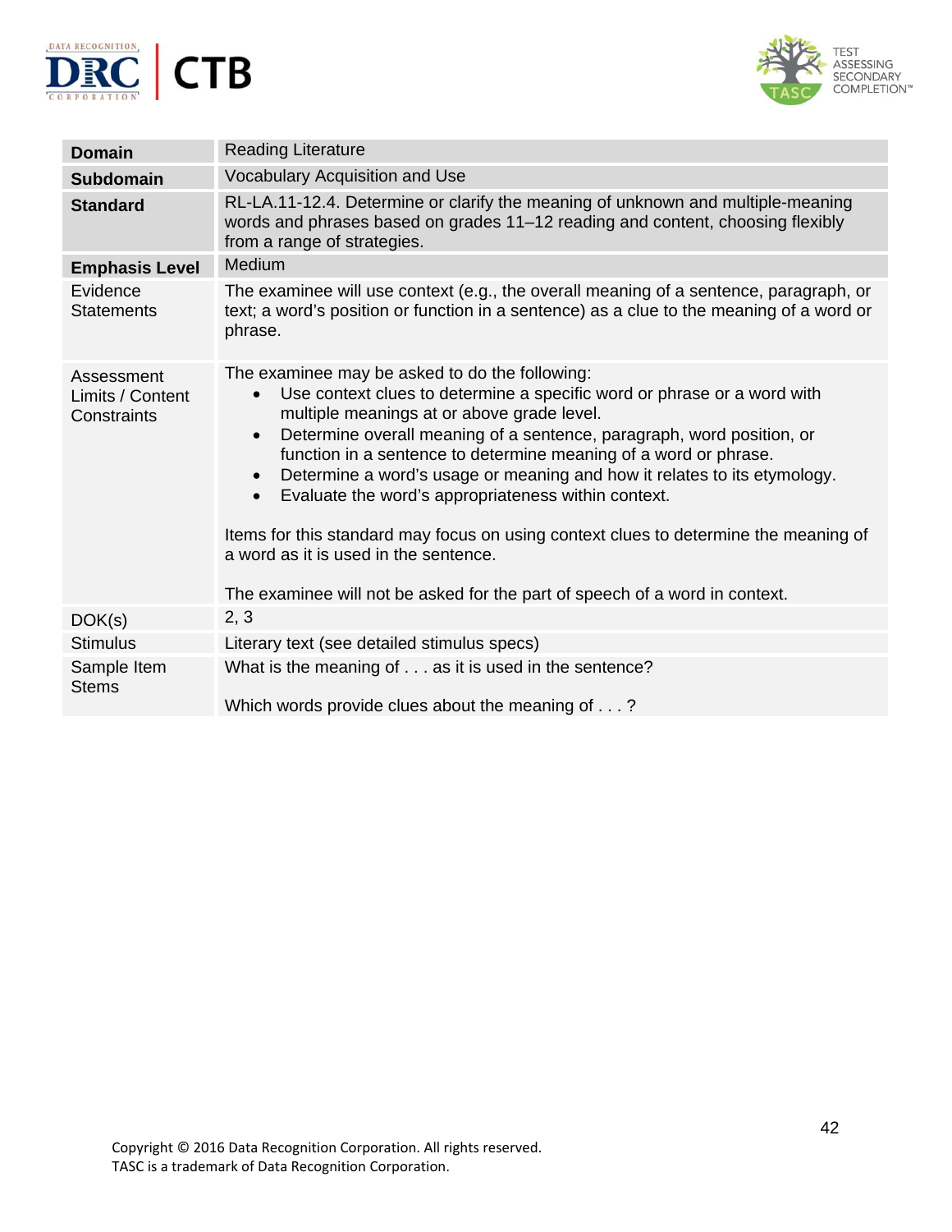| **Domain** | Reading Literature |
|---|---|
| **Subdomain** | Vocabulary Acquisition and Use |
| **Standard** | RL-LA.11-12.4. Determine or clarify the meaning of unknown and multiple-meaning words and phrases based on grades 11–12 reading and content, choosing flexibly from a range of strategies. |
| **Emphasis Level** | Medium |
| Evidence Statements | The examinee will use context (e.g., the overall meaning of a sentence, paragraph, or text; a word's position or function in a sentence) as a clue to the meaning of a word or phrase. |
| Assessment Limits / Content Constraints | The examinee may be asked to do the following:<br>• Use context clues to determine a specific word or phrase or a word with multiple meanings at or above grade level.<br>• Determine overall meaning of a sentence, paragraph, word position, or function in a sentence to determine meaning of a word or phrase.<br>• Determine a word's usage or meaning and how it relates to its etymology.<br>• Evaluate the word's appropriateness within context.<br><br>Items for this standard may focus on using context clues to determine the meaning of a word as it is used in the sentence.<br><br>The examinee will not be asked for the part of speech of a word in context. |
| DOK(s) | 2, 3 |
| Stimulus | Literary text (see detailed stimulus specs) |
| Sample Item Stems | What is the meaning of . . . as it is used in the sentence?<br><br>Which words provide clues about the meaning of . . . ? |

Copyright © 2016 Data Recognition Corporation. All rights reserved.
TASC is a trademark of Data Recognition Corporation.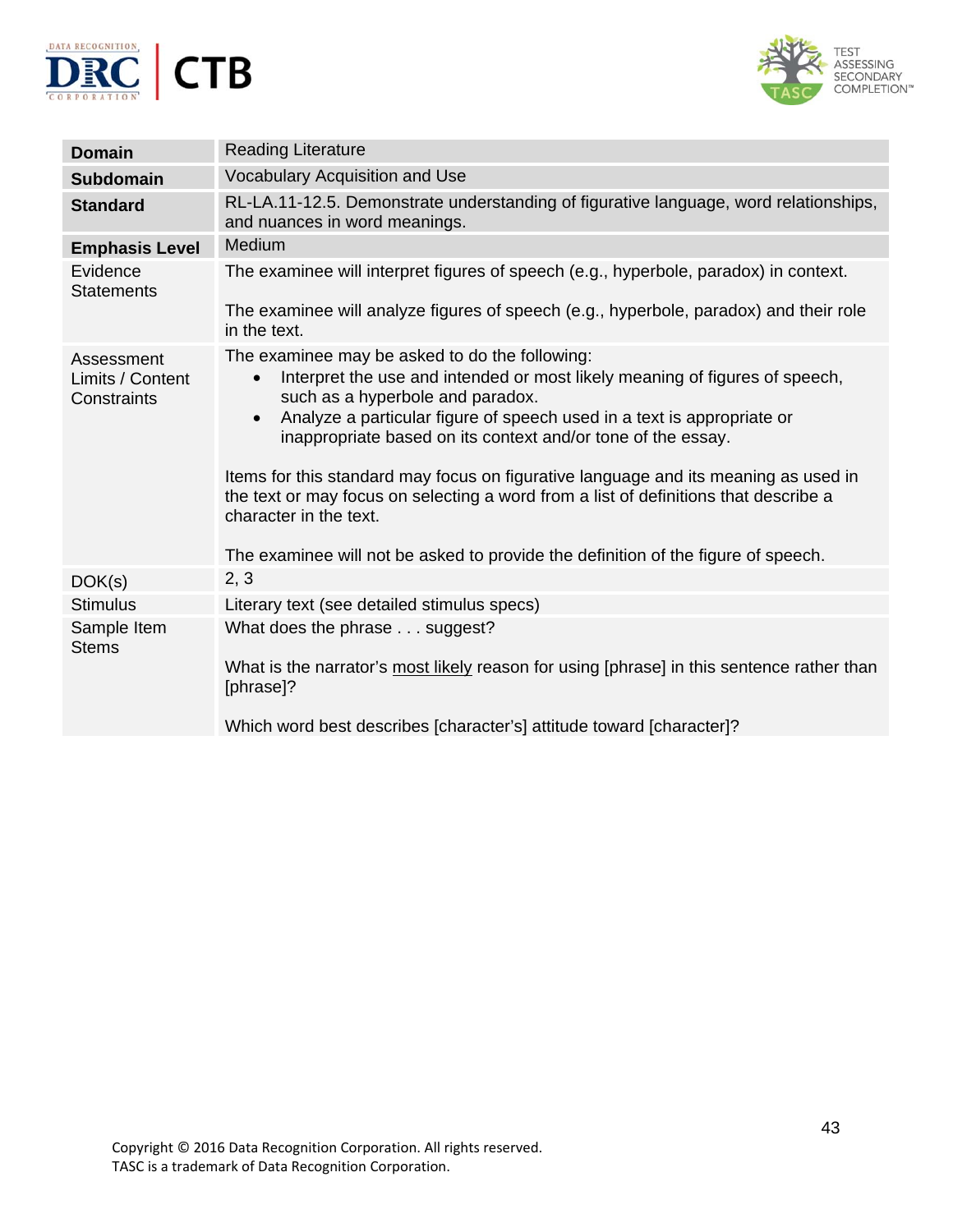| **Domain** | Reading Literature |
|---|---|
| **Subdomain** | Vocabulary Acquisition and Use |
| **Standard** | RL-LA.11-12.5. Demonstrate understanding of figurative language, word relationships, and nuances in word meanings. |
| **Emphasis Level** | Medium |
| Evidence Statements | The examinee will interpret figures of speech (e.g., hyperbole, paradox) in context.<br><br>The examinee will analyze figures of speech (e.g., hyperbole, paradox) and their role in the text. |
| Assessment Limits / Content Constraints | The examinee may be asked to do the following:<br>• Interpret the use and intended or most likely meaning of figures of speech, such as a hyperbole and paradox.<br>• Analyze a particular figure of speech used in a text is appropriate or inappropriate based on its context and/or tone of the essay.<br><br>Items for this standard may focus on figurative language and its meaning as used in the text or may focus on selecting a word from a list of definitions that describe a character in the text.<br><br>The examinee will not be asked to provide the definition of the figure of speech. |
| DOK(s) | 2, 3 |
| Stimulus | Literary text (see detailed stimulus specs) |
| Sample Item Stems | What does the phrase . . . suggest?<br><br>What is the narrator's <u>most likely</u> reason for using [phrase] in this sentence rather than [phrase]?<br><br>Which word best describes [character's] attitude toward [character]? |

Copyright © 2016 Data Recognition Corporation. All rights reserved.
TASC is a trademark of Data Recognition Corporation.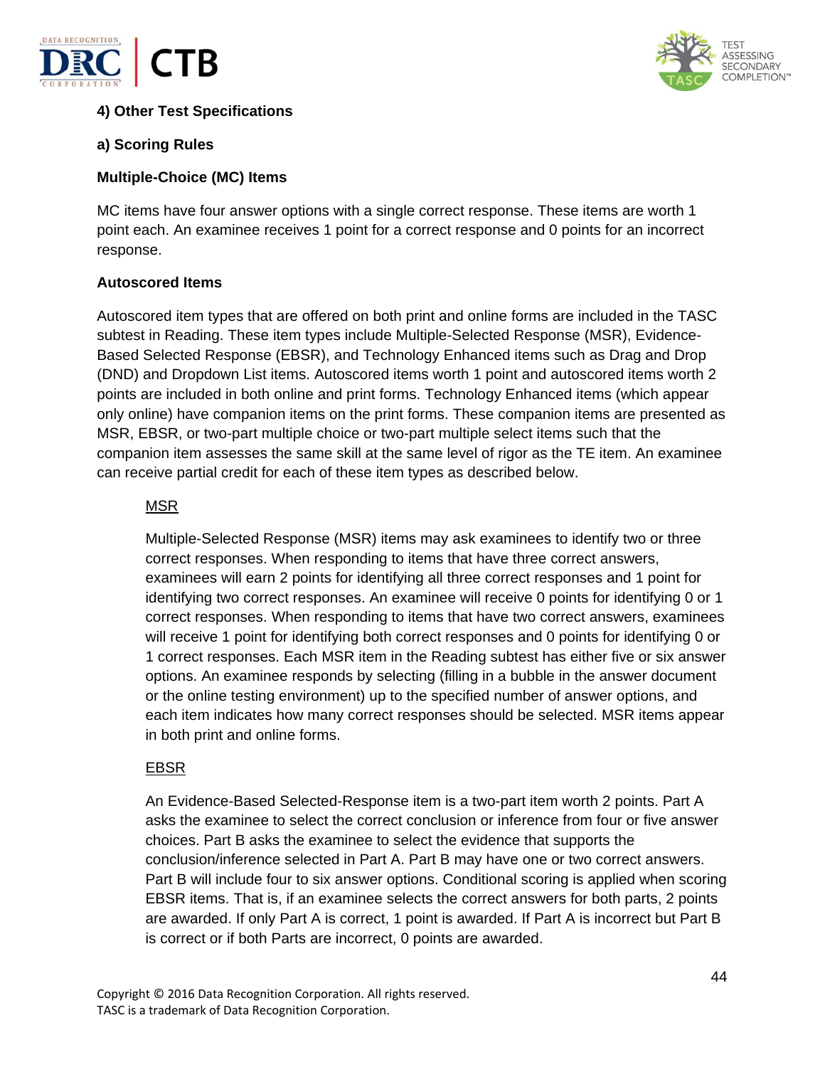**4) Other Test Specifications**

**a) Scoring Rules**

**Multiple-Choice (MC) Items**

MC items have four answer options with a single correct response. These items are worth 1 point each. An examinee receives 1 point for a correct response and 0 points for an incorrect response.

**Autoscored Items**

Autoscored item types that are offered on both print and online forms are included in the TASC subtest in Reading. These item types include Multiple-Selected Response (MSR), Evidence-Based Selected Response (EBSR), and Technology Enhanced items such as Drag and Drop (DND) and Dropdown List items. Autoscored items worth 1 point and autoscored items worth 2 points are included in both online and print forms. Technology Enhanced items (which appear only online) have companion items on the print forms. These companion items are presented as MSR, EBSR, or two-part multiple choice or two-part multiple select items such that the companion item assesses the same skill at the same level of rigor as the TE item. An examinee can receive partial credit for each of these item types as described below.

MSR

Multiple-Selected Response (MSR) items may ask examinees to identify two or three correct responses. When responding to items that have three correct answers, examinees will earn 2 points for identifying all three correct responses and 1 point for identifying two correct responses. An examinee will receive 0 points for identifying 0 or 1 correct responses. When responding to items that have two correct answers, examinees will receive 1 point for identifying both correct responses and 0 points for identifying 0 or 1 correct responses. Each MSR item in the Reading subtest has either five or six answer options. An examinee responds by selecting (filling in a bubble in the answer document or the online testing environment) up to the specified number of answer options, and each item indicates how many correct responses should be selected. MSR items appear in both print and online forms.

EBSR

An Evidence-Based Selected-Response item is a two-part item worth 2 points. Part A asks the examinee to select the correct conclusion or inference from four or five answer choices. Part B asks the examinee to select the evidence that supports the conclusion/inference selected in Part A. Part B may have one or two correct answers. Part B will include four to six answer options. Conditional scoring is applied when scoring EBSR items. That is, if an examinee selects the correct answers for both parts, 2 points are awarded. If only Part A is correct, 1 point is awarded. If Part A is incorrect but Part B is correct or if both Parts are incorrect, 0 points are awarded.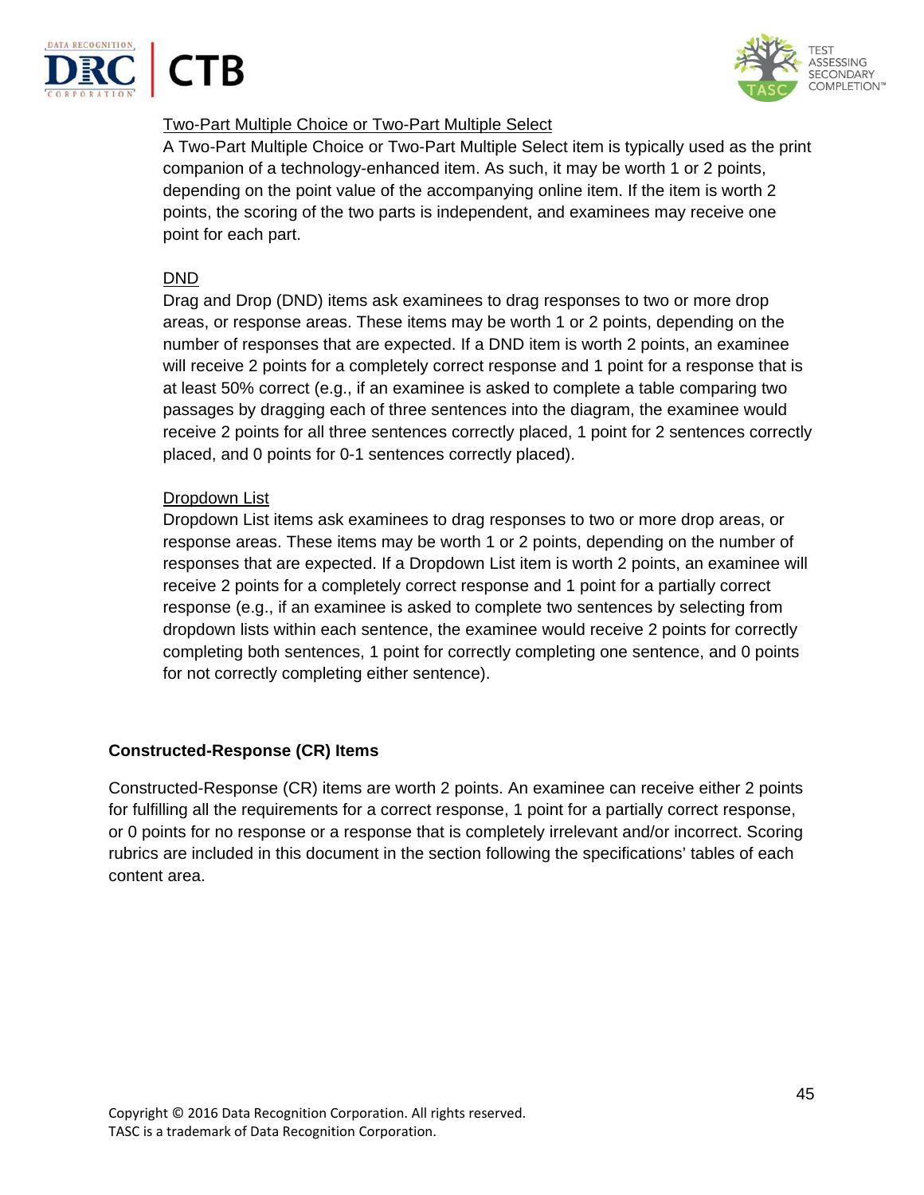Two-Part Multiple Choice or Two-Part Multiple Select

A Two-Part Multiple Choice or Two-Part Multiple Select item is typically used as the print companion of a technology-enhanced item. As such, it may be worth 1 or 2 points, depending on the point value of the accompanying online item. If the item is worth 2 points, the scoring of the two parts is independent, and examinees may receive one point for each part.

DND

Drag and Drop (DND) items ask examinees to drag responses to two or more drop areas, or response areas. These items may be worth 1 or 2 points, depending on the number of responses that are expected. If a DND item is worth 2 points, an examinee will receive 2 points for a completely correct response and 1 point for a response that is at least 50% correct (e.g., if an examinee is asked to complete a table comparing two passages by dragging each of three sentences into the diagram, the examinee would receive 2 points for all three sentences correctly placed, 1 point for 2 sentences correctly placed, and 0 points for 0-1 sentences correctly placed).

Dropdown List

Dropdown List items ask examinees to drag responses to two or more drop areas, or response areas. These items may be worth 1 or 2 points, depending on the number of responses that are expected. If a Dropdown List item is worth 2 points, an examinee will receive 2 points for a completely correct response and 1 point for a partially correct response (e.g., if an examinee is asked to complete two sentences by selecting from dropdown lists within each sentence, the examinee would receive 2 points for correctly completing both sentences, 1 point for correctly completing one sentence, and 0 points for not correctly completing either sentence).

**Constructed-Response (CR) Items**

Constructed-Response (CR) items are worth 2 points. An examinee can receive either 2 points for fulfilling all the requirements for a correct response, 1 point for a partially correct response, or 0 points for no response or a response that is completely irrelevant and/or incorrect. Scoring rubrics are included in this document in the section following the specifications' tables of each content area.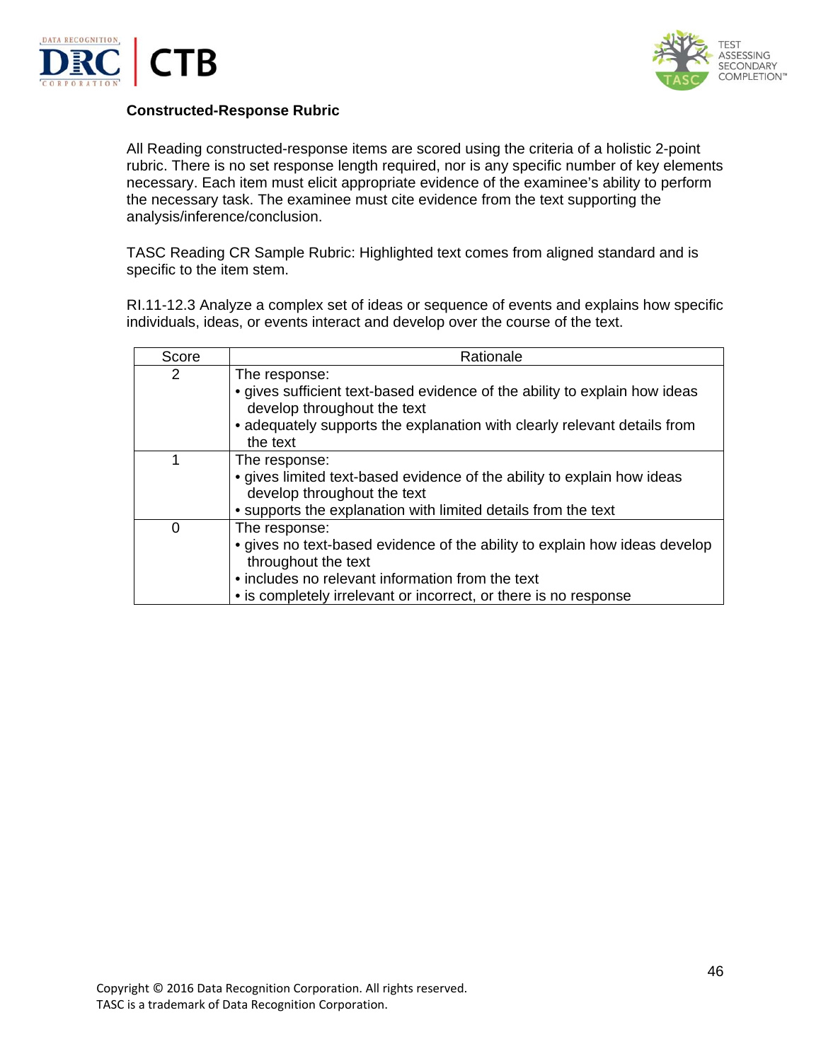**Constructed-Response Rubric**

All Reading constructed-response items are scored using the criteria of a holistic 2-point rubric. There is no set response length required, nor is any specific number of key elements necessary. Each item must elicit appropriate evidence of the examinee's ability to perform the necessary task. The examinee must cite evidence from the text supporting the analysis/inference/conclusion.

TASC Reading CR Sample Rubric: Highlighted text comes from aligned standard and is specific to the item stem.

RI.11-12.3 Analyze a complex set of ideas or sequence of events and explains how specific individuals, ideas, or events interact and develop over the course of the text.

| Score | Rationale |
|---|---|
| 2 | The response:<br>• gives sufficient text-based evidence of the ability to explain how ideas develop throughout the text<br>• adequately supports the explanation with clearly relevant details from the text |
| 1 | The response:<br>• gives limited text-based evidence of the ability to explain how ideas develop throughout the text<br>• supports the explanation with limited details from the text |
| 0 | The response:<br>• gives no text-based evidence of the ability to explain how ideas develop throughout the text<br>• includes no relevant information from the text<br>• is completely irrelevant or incorrect, or there is no response |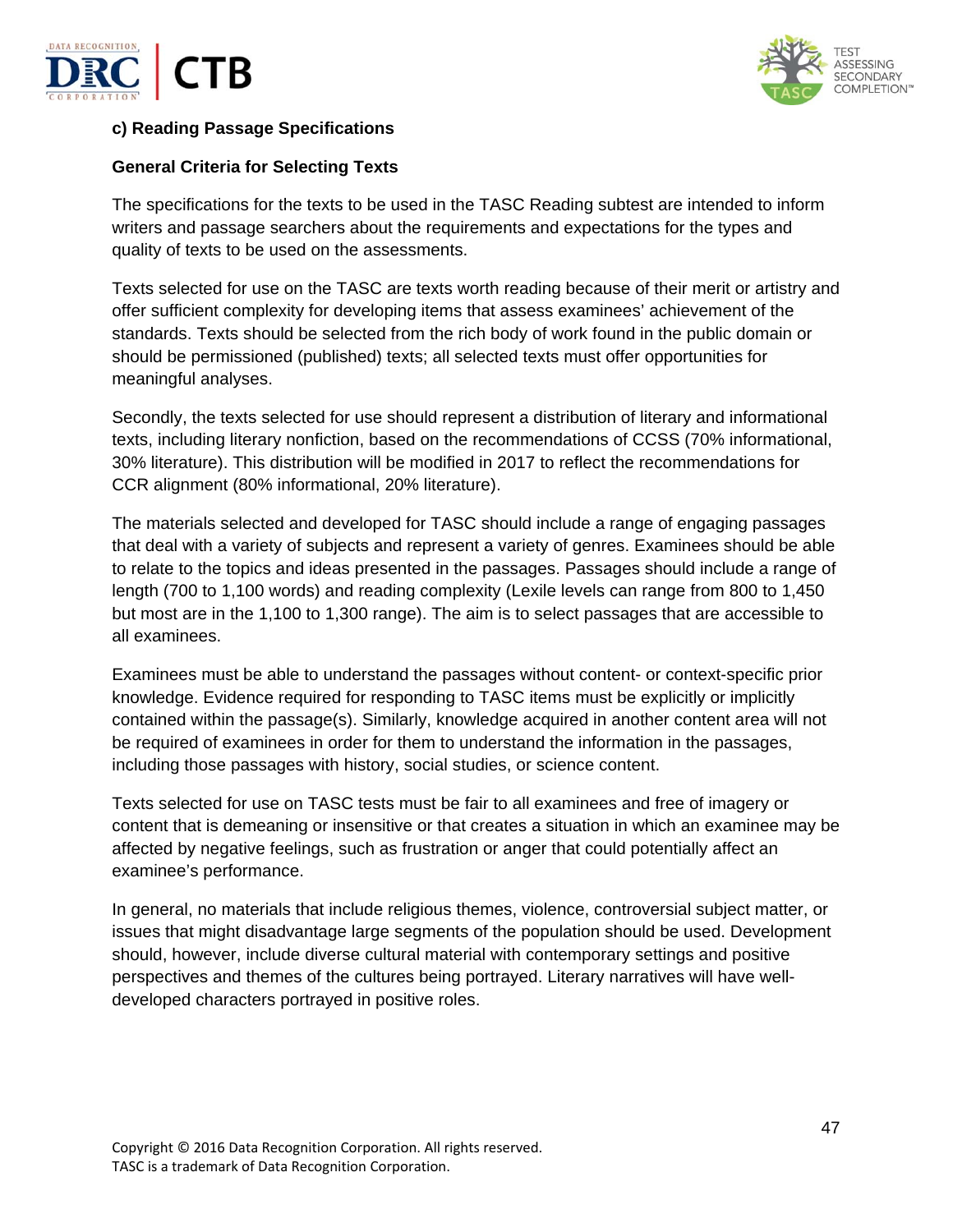### c) Reading Passage Specifications

#### General Criteria for Selecting Texts

The specifications for the texts to be used in the TASC Reading subtest are intended to inform writers and passage searchers about the requirements and expectations for the types and quality of texts to be used on the assessments.

Texts selected for use on the TASC are texts worth reading because of their merit or artistry and offer sufficient complexity for developing items that assess examinees' achievement of the standards. Texts should be selected from the rich body of work found in the public domain or should be permissioned (published) texts; all selected texts must offer opportunities for meaningful analyses.

Secondly, the texts selected for use should represent a distribution of literary and informational texts, including literary nonfiction, based on the recommendations of CCSS (70% informational, 30% literature). This distribution will be modified in 2017 to reflect the recommendations for CCR alignment (80% informational, 20% literature).

The materials selected and developed for TASC should include a range of engaging passages that deal with a variety of subjects and represent a variety of genres. Examinees should be able to relate to the topics and ideas presented in the passages. Passages should include a range of length (700 to 1,100 words) and reading complexity (Lexile levels can range from 800 to 1,450 but most are in the 1,100 to 1,300 range). The aim is to select passages that are accessible to all examinees.

Examinees must be able to understand the passages without content- or context-specific prior knowledge. Evidence required for responding to TASC items must be explicitly or implicitly contained within the passage(s). Similarly, knowledge acquired in another content area will not be required of examinees in order for them to understand the information in the passages, including those passages with history, social studies, or science content.

Texts selected for use on TASC tests must be fair to all examinees and free of imagery or content that is demeaning or insensitive or that creates a situation in which an examinee may be affected by negative feelings, such as frustration or anger that could potentially affect an examinee's performance.

In general, no materials that include religious themes, violence, controversial subject matter, or issues that might disadvantage large segments of the population should be used. Development should, however, include diverse cultural material with contemporary settings and positive perspectives and themes of the cultures being portrayed. Literary narratives will have well-developed characters portrayed in positive roles.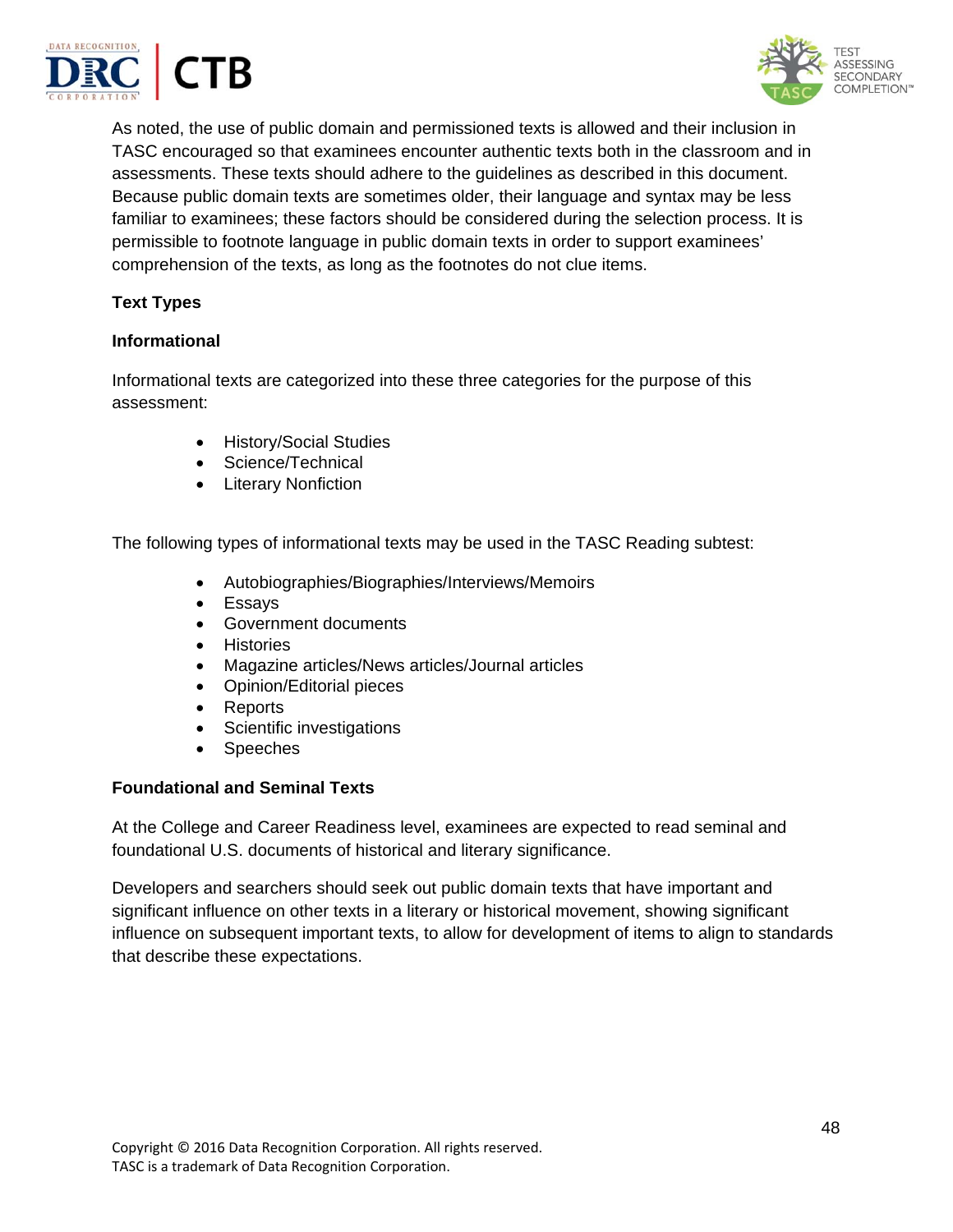As noted, the use of public domain and permissioned texts is allowed and their inclusion in TASC encouraged so that examinees encounter authentic texts both in the classroom and in assessments. These texts should adhere to the guidelines as described in this document. Because public domain texts are sometimes older, their language and syntax may be less familiar to examinees; these factors should be considered during the selection process. It is permissible to footnote language in public domain texts in order to support examinees' comprehension of the texts, as long as the footnotes do not clue items.

**Text Types**

**Informational**

Informational texts are categorized into these three categories for the purpose of this assessment:

- History/Social Studies
- Science/Technical
- Literary Nonfiction

The following types of informational texts may be used in the TASC Reading subtest:

- Autobiographies/Biographies/Interviews/Memoirs
- Essays
- Government documents
- Histories
- Magazine articles/News articles/Journal articles
- Opinion/Editorial pieces
- Reports
- Scientific investigations
- Speeches

**Foundational and Seminal Texts**

At the College and Career Readiness level, examinees are expected to read seminal and foundational U.S. documents of historical and literary significance.

Developers and searchers should seek out public domain texts that have important and significant influence on other texts in a literary or historical movement, showing significant influence on subsequent important texts, to allow for development of items to align to standards that describe these expectations.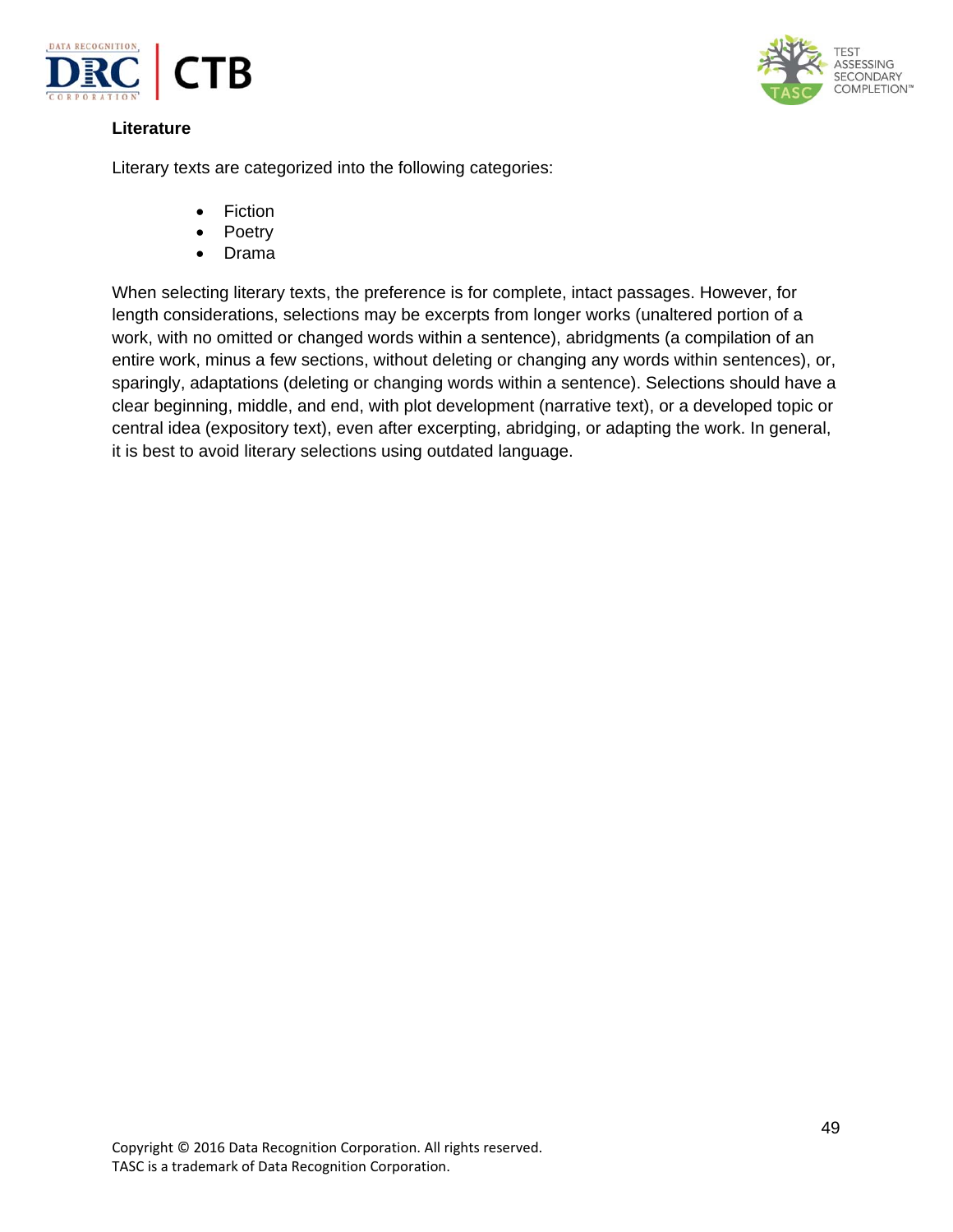**Literature**

Literary texts are categorized into the following categories:

- Fiction
- Poetry
- Drama

When selecting literary texts, the preference is for complete, intact passages. However, for length considerations, selections may be excerpts from longer works (unaltered portion of a work, with no omitted or changed words within a sentence), abridgments (a compilation of an entire work, minus a few sections, without deleting or changing any words within sentences), or, sparingly, adaptations (deleting or changing words within a sentence). Selections should have a clear beginning, middle, and end, with plot development (narrative text), or a developed topic or central idea (expository text), even after excerpting, abridging, or adapting the work. In general, it is best to avoid literary selections using outdated language.